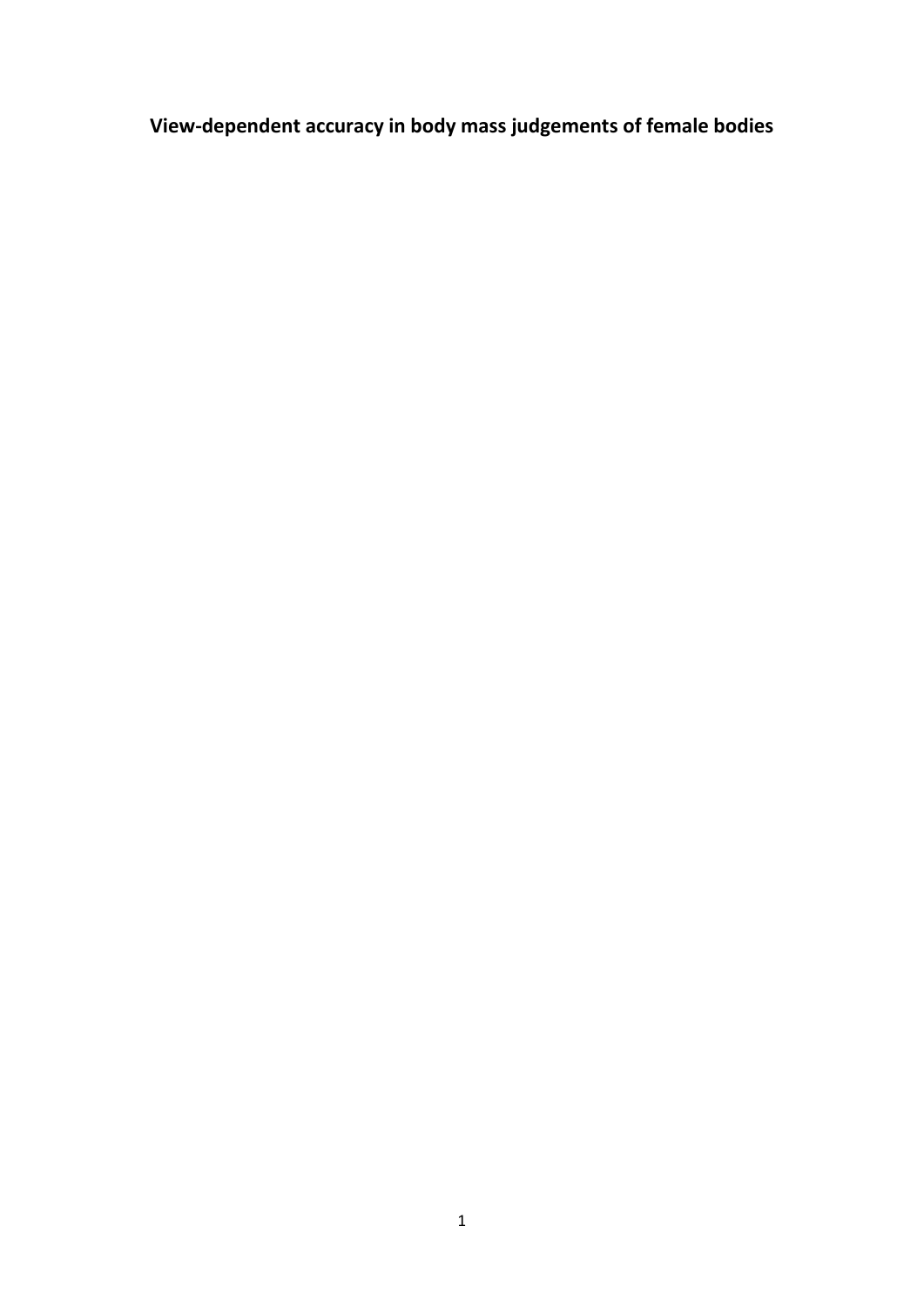# View-dependent accuracy in body mass judgements of female bodies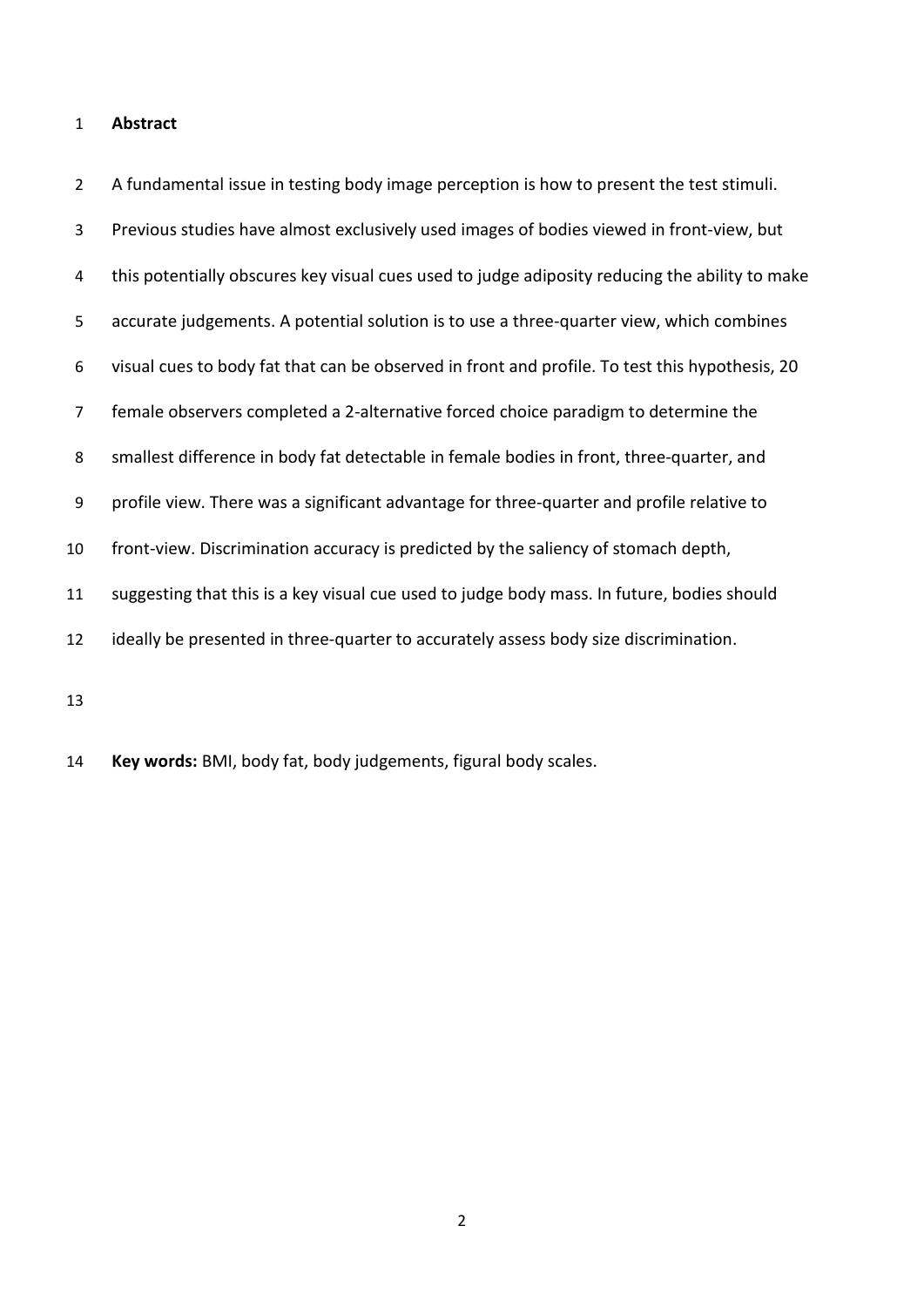**Abstract**

A fundamental issue in testing body image perception is how to present the test stimuli. Previous studies have almost exclusively used images of bodies viewed in front-view, but this potentially obscures key visual cues used to judge adiposity reducing the ability to make accurate judgements. A potential solution is to use a three-quarter view, which combines visual cues to body fat that can be observed in front and profile. To test this hypothesis, 20 female observers completed a 2-alternative forced choice paradigm to determine the smallest difference in body fat detectable in female bodies in front, three-quarter, and profile view. There was a significant advantage for three-quarter and profile relative to front-view. Discrimination accuracy is predicted by the saliency of stomach depth, suggesting that this is a key visual cue used to judge body mass. In future, bodies should ideally be presented in three-quarter to accurately assess body size discrimination.

**Key words:** BMI, body fat, body judgements, figural body scales.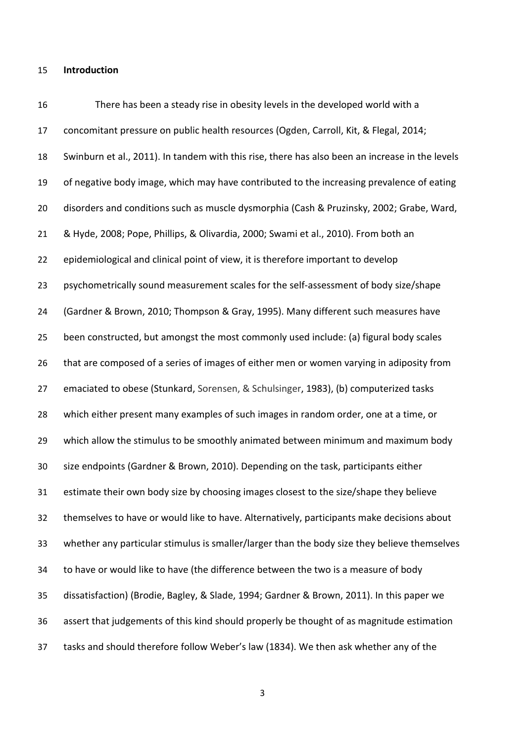**Introduction**

There has been a steady rise in obesity levels in the developed world with a concomitant pressure on public health resources (Ogden, Carroll, Kit, & Flegal, 2014; Swinburn et al., 2011). In tandem with this rise, there has also been an increase in the levels of negative body image, which may have contributed to the increasing prevalence of eating disorders and conditions such as muscle dysmorphia (Cash & Pruzinsky, 2002; Grabe, Ward, & Hyde, 2008; Pope, Phillips, & Olivardia, 2000; Swami et al., 2010). From both an epidemiological and clinical point of view, it is therefore important to develop psychometrically sound measurement scales for the self-assessment of body size/shape (Gardner & Brown, 2010; Thompson & Gray, 1995). Many different such measures have been constructed, but amongst the most commonly used include: (a) figural body scales that are composed of a series of images of either men or women varying in adiposity from emaciated to obese (Stunkard, Sorensen, & Schulsinger, 1983), (b) computerized tasks which either present many examples of such images in random order, one at a time, or which allow the stimulus to be smoothly animated between minimum and maximum body size endpoints (Gardner & Brown, 2010). Depending on the task, participants either estimate their own body size by choosing images closest to the size/shape they believe themselves to have or would like to have. Alternatively, participants make decisions about whether any particular stimulus is smaller/larger than the body size they believe themselves to have or would like to have (the difference between the two is a measure of body dissatisfaction) (Brodie, Bagley, & Slade, 1994; Gardner & Brown, 2011). In this paper we assert that judgements of this kind should properly be thought of as magnitude estimation tasks and should therefore follow Weber's law (1834). We then ask whether any of the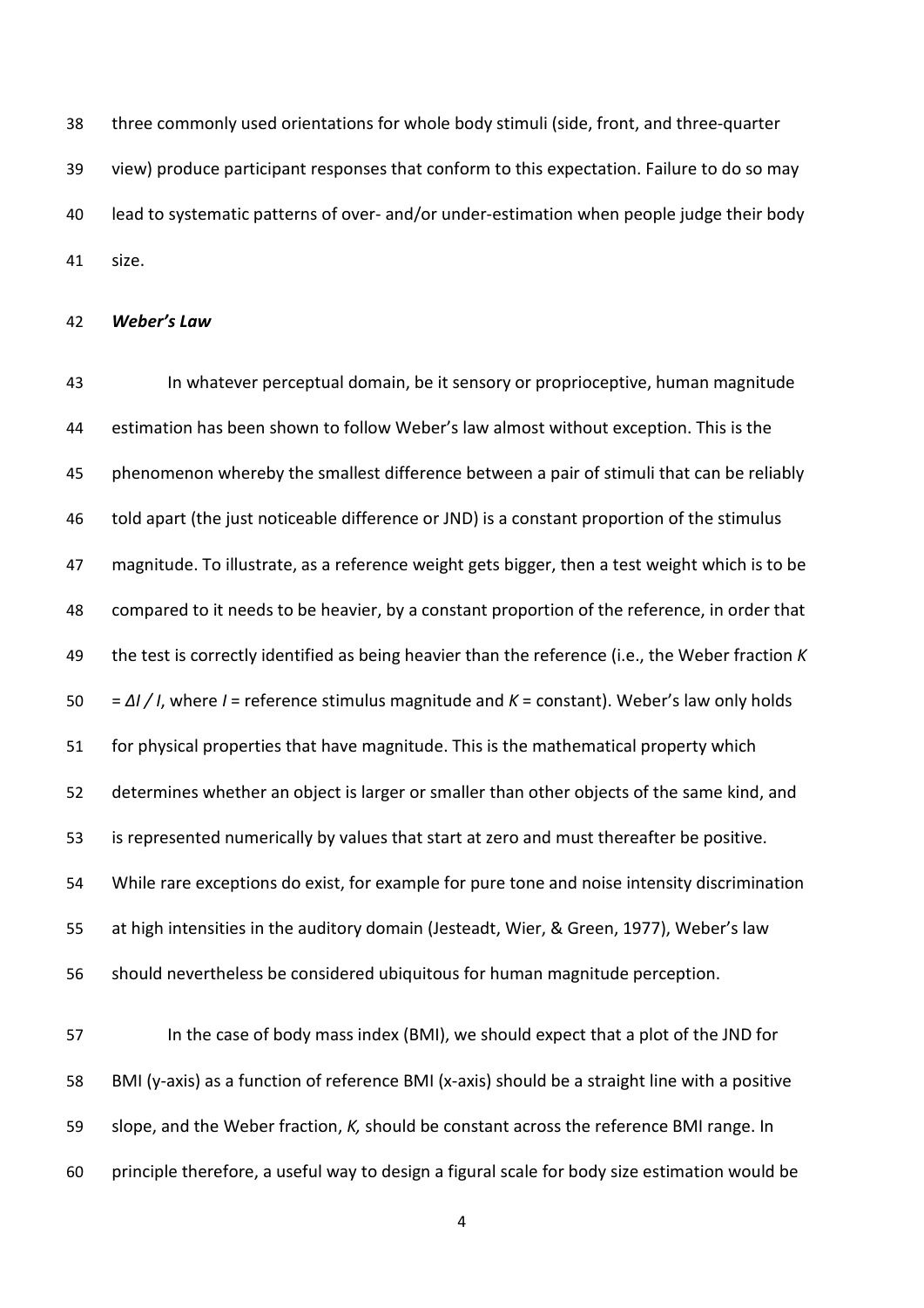three commonly used orientations for whole body stimuli (side, front, and three-quarter view) produce participant responses that conform to this expectation. Failure to do so may lead to systematic patterns of over- and/or under-estimation when people judge their body size.

### *Weber's Law*

In whatever perceptual domain, be it sensory or proprioceptive, human magnitude estimation has been shown to follow Weber's law almost without exception. This is the phenomenon whereby the smallest difference between a pair of stimuli that can be reliably told apart (the just noticeable difference or JND) is a constant proportion of the stimulus magnitude. To illustrate, as a reference weight gets bigger, then a test weight which is to be compared to it needs to be heavier, by a constant proportion of the reference, in order that the test is correctly identified as being heavier than the reference (i.e., the Weber fraction $K = \Delta I / I$, where $I$ = reference stimulus magnitude and $K$ = constant). Weber's law only holds for physical properties that have magnitude. This is the mathematical property which determines whether an object is larger or smaller than other objects of the same kind, and is represented numerically by values that start at zero and must thereafter be positive. While rare exceptions do exist, for example for pure tone and noise intensity discrimination at high intensities in the auditory domain (Jesteadt, Wier, & Green, 1977), Weber's law should nevertheless be considered ubiquitous for human magnitude perception.

In the case of body mass index (BMI), we should expect that a plot of the JND for BMI (y-axis) as a function of reference BMI (x-axis) should be a straight line with a positive slope, and the Weber fraction, $K$, should be constant across the reference BMI range. In principle therefore, a useful way to design a figural scale for body size estimation would be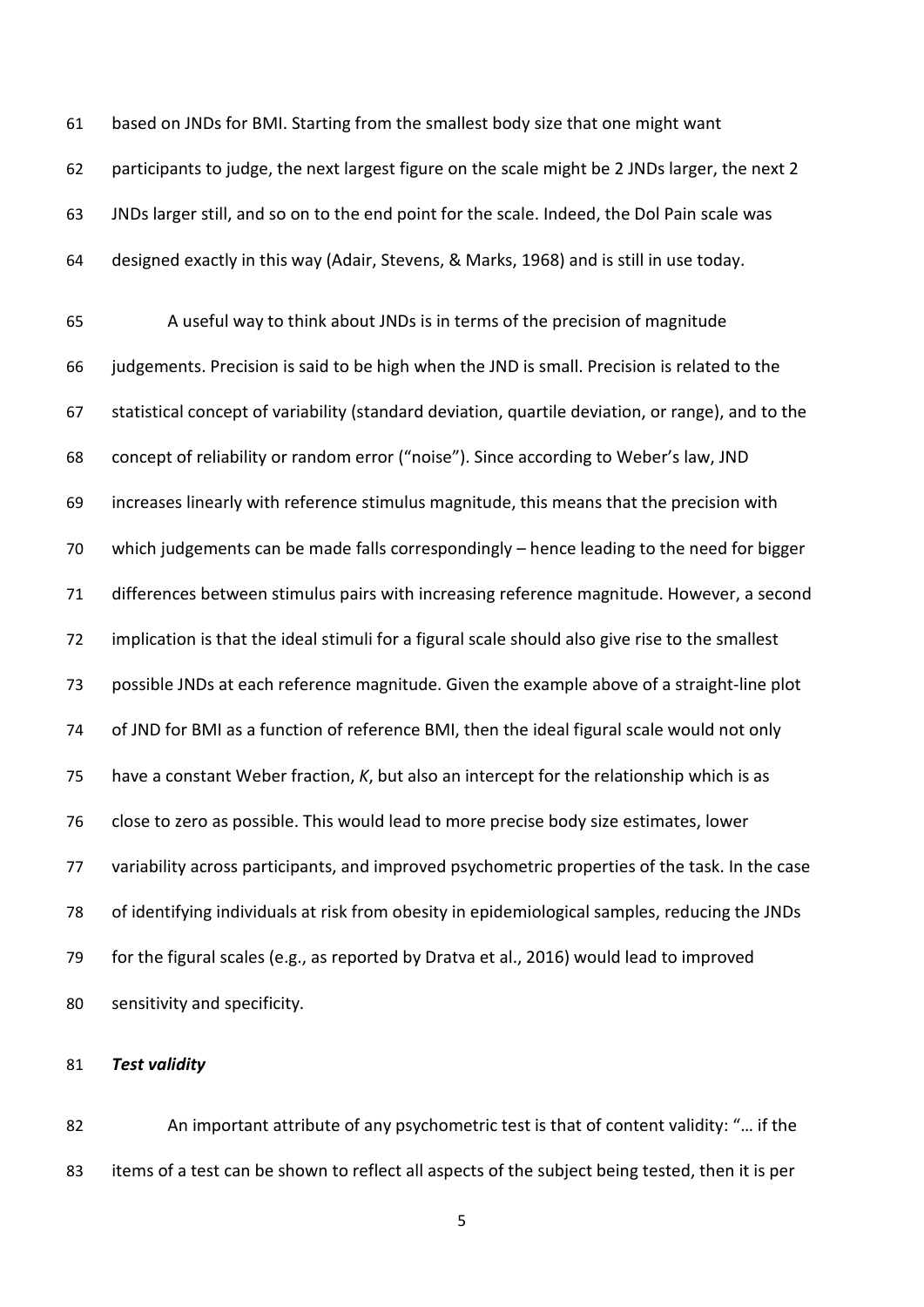based on JNDs for BMI. Starting from the smallest body size that one might want participants to judge, the next largest figure on the scale might be 2 JNDs larger, the next 2 JNDs larger still, and so on to the end point for the scale. Indeed, the Dol Pain scale was designed exactly in this way (Adair, Stevens, & Marks, 1968) and is still in use today.

A useful way to think about JNDs is in terms of the precision of magnitude judgements. Precision is said to be high when the JND is small. Precision is related to the statistical concept of variability (standard deviation, quartile deviation, or range), and to the concept of reliability or random error ("noise"). Since according to Weber's law, JND increases linearly with reference stimulus magnitude, this means that the precision with which judgements can be made falls correspondingly – hence leading to the need for bigger differences between stimulus pairs with increasing reference magnitude. However, a second implication is that the ideal stimuli for a figural scale should also give rise to the smallest possible JNDs at each reference magnitude. Given the example above of a straight-line plot of JND for BMI as a function of reference BMI, then the ideal figural scale would not only have a constant Weber fraction, $K$, but also an intercept for the relationship which is as close to zero as possible. This would lead to more precise body size estimates, lower variability across participants, and improved psychometric properties of the task. In the case of identifying individuals at risk from obesity in epidemiological samples, reducing the JNDs for the figural scales (e.g., as reported by Dratva et al., 2016) would lead to improved sensitivity and specificity.

***Test validity***

An important attribute of any psychometric test is that of content validity: "… if the items of a test can be shown to reflect all aspects of the subject being tested, then it is per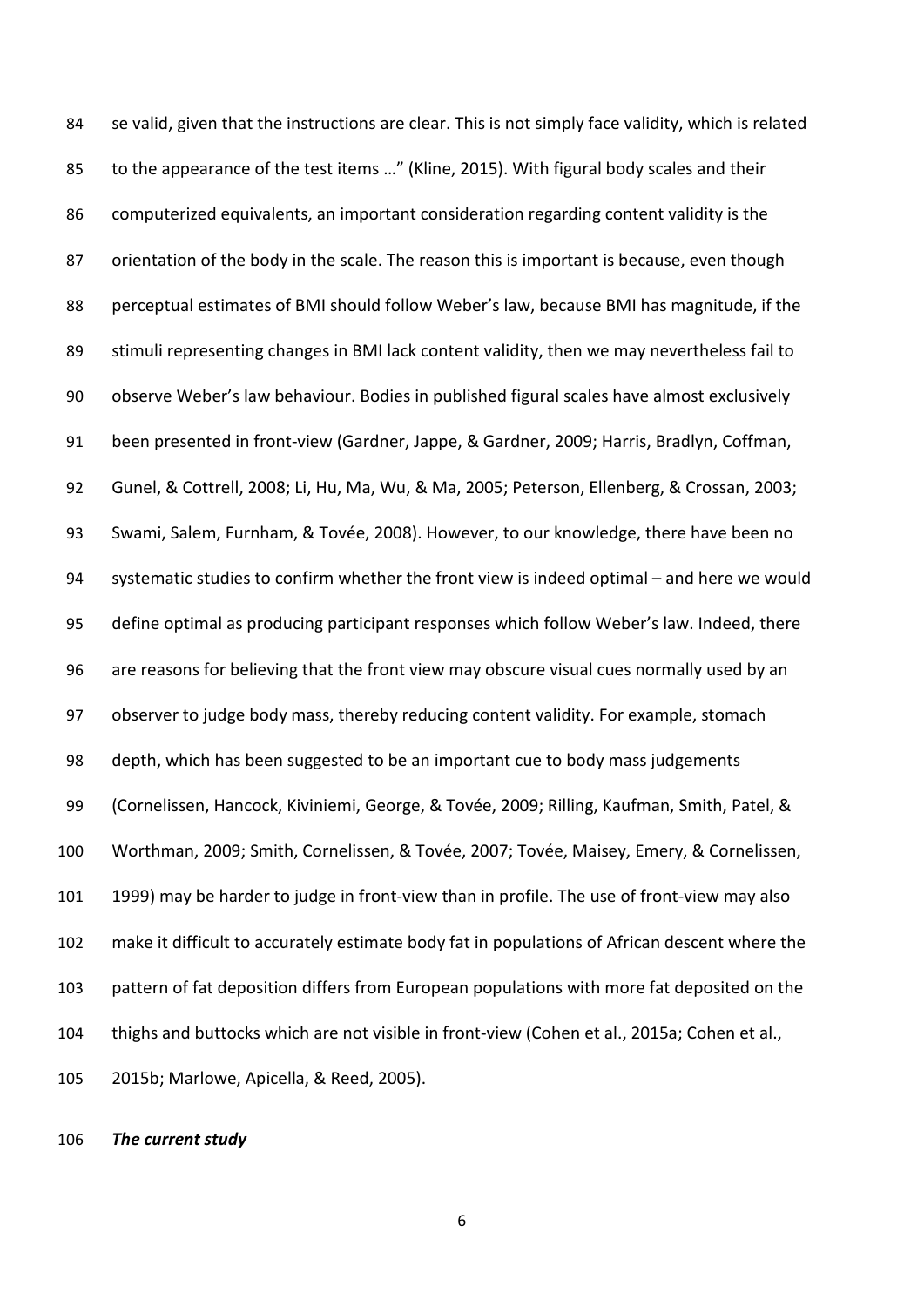se valid, given that the instructions are clear. This is not simply face validity, which is related to the appearance of the test items …" (Kline, 2015). With figural body scales and their computerized equivalents, an important consideration regarding content validity is the orientation of the body in the scale. The reason this is important is because, even though perceptual estimates of BMI should follow Weber's law, because BMI has magnitude, if the stimuli representing changes in BMI lack content validity, then we may nevertheless fail to observe Weber's law behaviour. Bodies in published figural scales have almost exclusively been presented in front-view (Gardner, Jappe, & Gardner, 2009; Harris, Bradlyn, Coffman, Gunel, & Cottrell, 2008; Li, Hu, Ma, Wu, & Ma, 2005; Peterson, Ellenberg, & Crossan, 2003; Swami, Salem, Furnham, & Tovée, 2008). However, to our knowledge, there have been no systematic studies to confirm whether the front view is indeed optimal – and here we would define optimal as producing participant responses which follow Weber's law. Indeed, there are reasons for believing that the front view may obscure visual cues normally used by an observer to judge body mass, thereby reducing content validity. For example, stomach depth, which has been suggested to be an important cue to body mass judgements (Cornelissen, Hancock, Kiviniemi, George, & Tovée, 2009; Rilling, Kaufman, Smith, Patel, & Worthman, 2009; Smith, Cornelissen, & Tovée, 2007; Tovée, Maisey, Emery, & Cornelissen, 1999) may be harder to judge in front-view than in profile. The use of front-view may also make it difficult to accurately estimate body fat in populations of African descent where the pattern of fat deposition differs from European populations with more fat deposited on the thighs and buttocks which are not visible in front-view (Cohen et al., 2015a; Cohen et al., 2015b; Marlowe, Apicella, & Reed, 2005).

***The current study***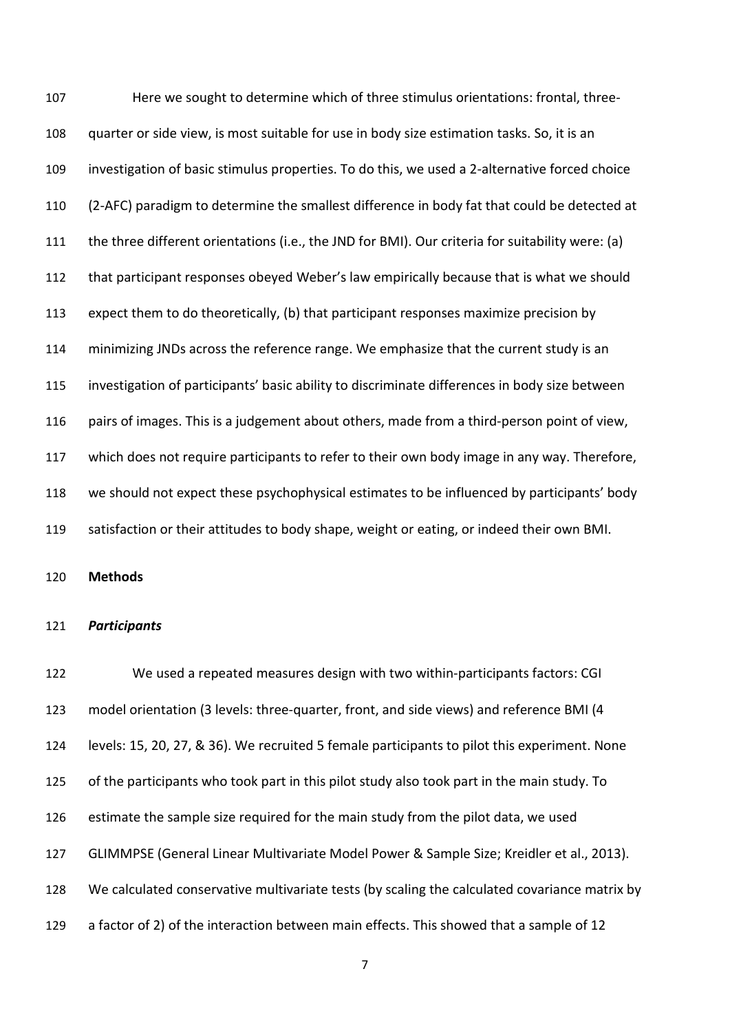Here we sought to determine which of three stimulus orientations: frontal, three-quarter or side view, is most suitable for use in body size estimation tasks. So, it is an investigation of basic stimulus properties. To do this, we used a 2-alternative forced choice (2-AFC) paradigm to determine the smallest difference in body fat that could be detected at the three different orientations (i.e., the JND for BMI). Our criteria for suitability were: (a) that participant responses obeyed Weber's law empirically because that is what we should expect them to do theoretically, (b) that participant responses maximize precision by minimizing JNDs across the reference range. We emphasize that the current study is an investigation of participants' basic ability to discriminate differences in body size between pairs of images. This is a judgement about others, made from a third-person point of view, which does not require participants to refer to their own body image in any way. Therefore, we should not expect these psychophysical estimates to be influenced by participants' body satisfaction or their attitudes to body shape, weight or eating, or indeed their own BMI.

## Methods

### *Participants*

We used a repeated measures design with two within-participants factors: CGI model orientation (3 levels: three-quarter, front, and side views) and reference BMI (4 levels: 15, 20, 27, & 36). We recruited 5 female participants to pilot this experiment. None of the participants who took part in this pilot study also took part in the main study. To estimate the sample size required for the main study from the pilot data, we used GLIMMPSE (General Linear Multivariate Model Power & Sample Size; Kreidler et al., 2013). We calculated conservative multivariate tests (by scaling the calculated covariance matrix by a factor of 2) of the interaction between main effects. This showed that a sample of 12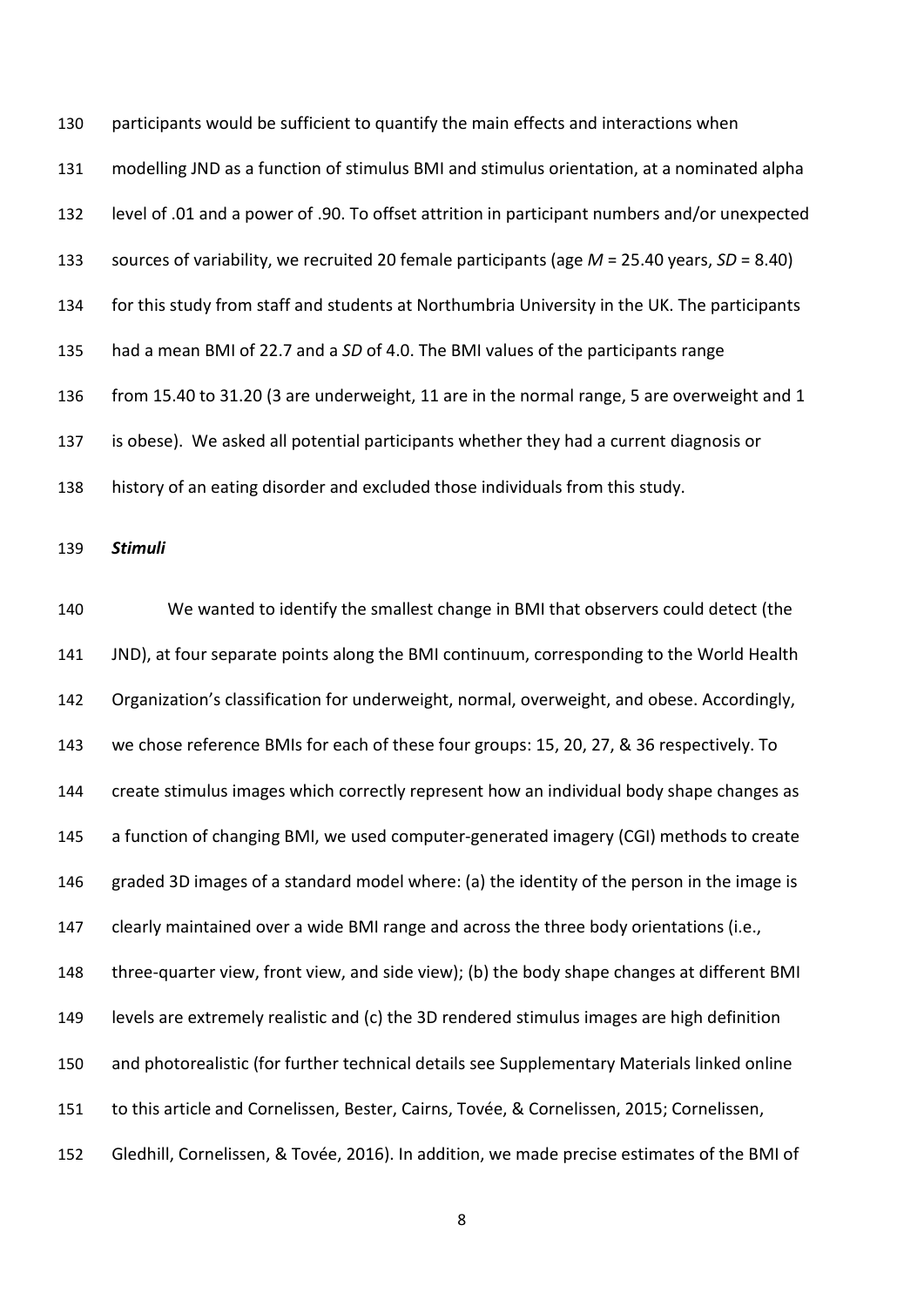participants would be sufficient to quantify the main effects and interactions when modelling JND as a function of stimulus BMI and stimulus orientation, at a nominated alpha level of .01 and a power of .90. To offset attrition in participant numbers and/or unexpected sources of variability, we recruited 20 female participants (age $M$ = 25.40 years, $SD$ = 8.40) for this study from staff and students at Northumbria University in the UK. The participants had a mean BMI of 22.7 and a $SD$ of 4.0. The BMI values of the participants range from 15.40 to 31.20 (3 are underweight, 11 are in the normal range, 5 are overweight and 1 is obese). We asked all potential participants whether they had a current diagnosis or history of an eating disorder and excluded those individuals from this study.

***Stimuli***

We wanted to identify the smallest change in BMI that observers could detect (the JND), at four separate points along the BMI continuum, corresponding to the World Health Organization's classification for underweight, normal, overweight, and obese. Accordingly, we chose reference BMIs for each of these four groups: 15, 20, 27, & 36 respectively. To create stimulus images which correctly represent how an individual body shape changes as a function of changing BMI, we used computer-generated imagery (CGI) methods to create graded 3D images of a standard model where: (a) the identity of the person in the image is clearly maintained over a wide BMI range and across the three body orientations (i.e., three-quarter view, front view, and side view); (b) the body shape changes at different BMI levels are extremely realistic and (c) the 3D rendered stimulus images are high definition and photorealistic (for further technical details see Supplementary Materials linked online to this article and Cornelissen, Bester, Cairns, Tovée, & Cornelissen, 2015; Cornelissen, Gledhill, Cornelissen, & Tovée, 2016). In addition, we made precise estimates of the BMI of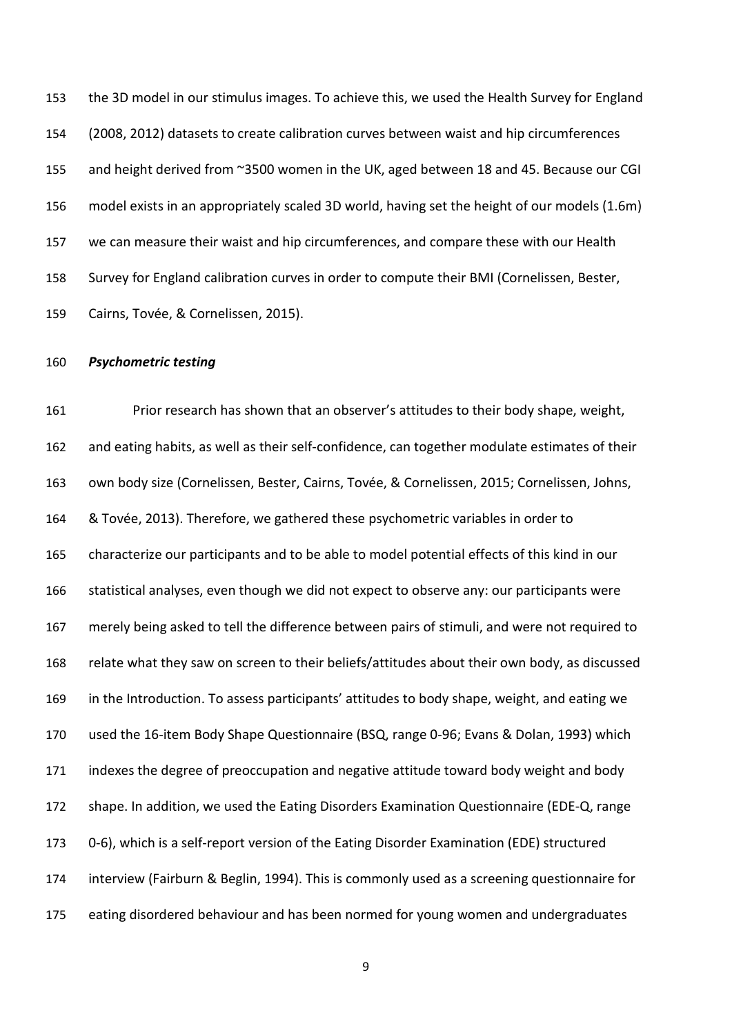the 3D model in our stimulus images. To achieve this, we used the Health Survey for England (2008, 2012) datasets to create calibration curves between waist and hip circumferences and height derived from ~3500 women in the UK, aged between 18 and 45. Because our CGI model exists in an appropriately scaled 3D world, having set the height of our models (1.6m) we can measure their waist and hip circumferences, and compare these with our Health Survey for England calibration curves in order to compute their BMI (Cornelissen, Bester, Cairns, Tovée, & Cornelissen, 2015).

***Psychometric testing***

Prior research has shown that an observer's attitudes to their body shape, weight, and eating habits, as well as their self-confidence, can together modulate estimates of their own body size (Cornelissen, Bester, Cairns, Tovée, & Cornelissen, 2015; Cornelissen, Johns, & Tovée, 2013). Therefore, we gathered these psychometric variables in order to characterize our participants and to be able to model potential effects of this kind in our statistical analyses, even though we did not expect to observe any: our participants were merely being asked to tell the difference between pairs of stimuli, and were not required to relate what they saw on screen to their beliefs/attitudes about their own body, as discussed in the Introduction. To assess participants' attitudes to body shape, weight, and eating we used the 16-item Body Shape Questionnaire (BSQ, range 0-96; Evans & Dolan, 1993) which indexes the degree of preoccupation and negative attitude toward body weight and body shape. In addition, we used the Eating Disorders Examination Questionnaire (EDE-Q, range 0-6), which is a self-report version of the Eating Disorder Examination (EDE) structured interview (Fairburn & Beglin, 1994). This is commonly used as a screening questionnaire for eating disordered behaviour and has been normed for young women and undergraduates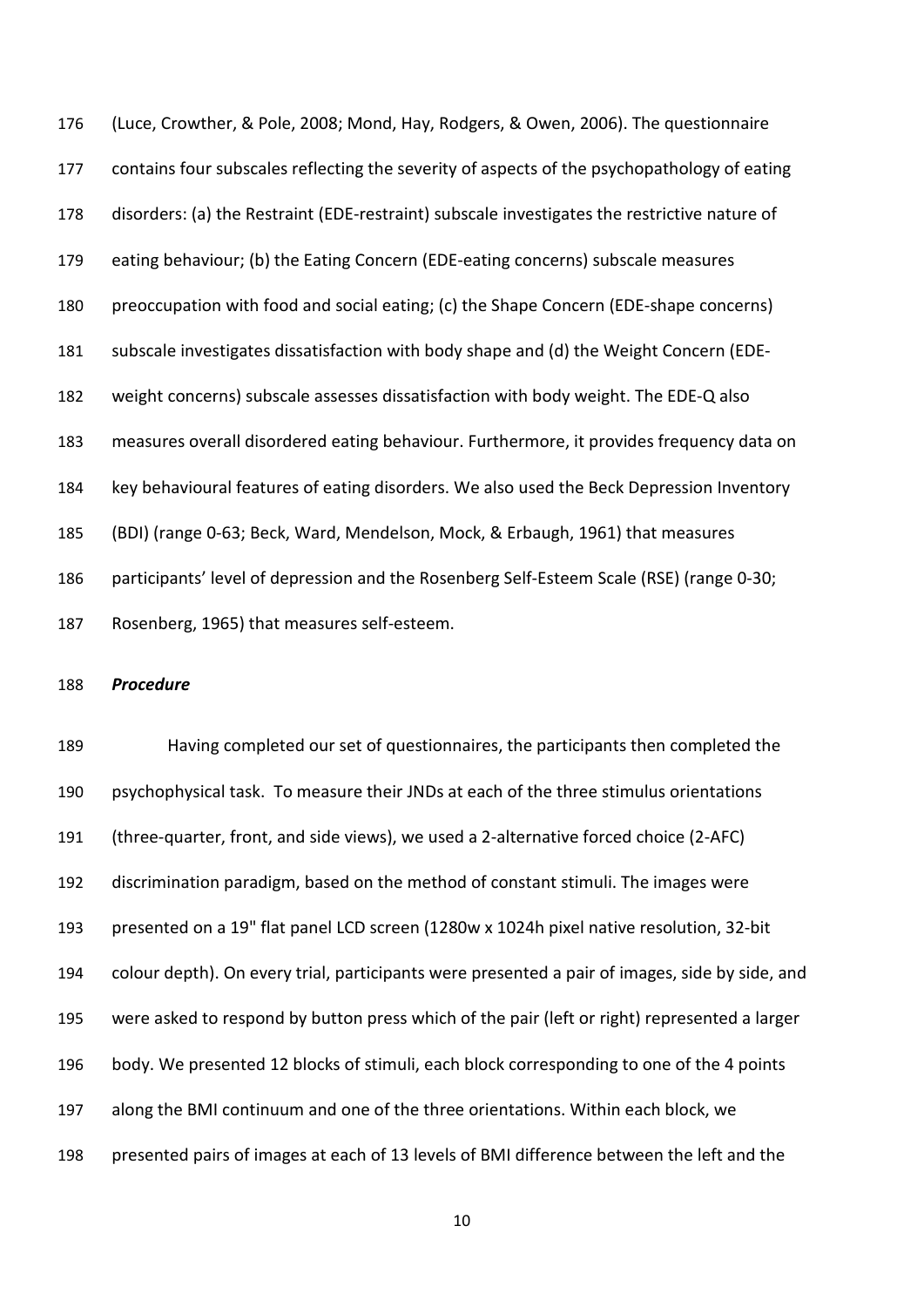(Luce, Crowther, & Pole, 2008; Mond, Hay, Rodgers, & Owen, 2006). The questionnaire contains four subscales reflecting the severity of aspects of the psychopathology of eating disorders: (a) the Restraint (EDE-restraint) subscale investigates the restrictive nature of eating behaviour; (b) the Eating Concern (EDE-eating concerns) subscale measures preoccupation with food and social eating; (c) the Shape Concern (EDE-shape concerns) subscale investigates dissatisfaction with body shape and (d) the Weight Concern (EDE-weight concerns) subscale assesses dissatisfaction with body weight. The EDE-Q also measures overall disordered eating behaviour. Furthermore, it provides frequency data on key behavioural features of eating disorders. We also used the Beck Depression Inventory (BDI) (range 0-63; Beck, Ward, Mendelson, Mock, & Erbaugh, 1961) that measures participants' level of depression and the Rosenberg Self-Esteem Scale (RSE) (range 0-30; Rosenberg, 1965) that measures self-esteem.

***Procedure***

Having completed our set of questionnaires, the participants then completed the psychophysical task. To measure their JNDs at each of the three stimulus orientations (three-quarter, front, and side views), we used a 2-alternative forced choice (2-AFC) discrimination paradigm, based on the method of constant stimuli. The images were presented on a 19" flat panel LCD screen (1280w x 1024h pixel native resolution, 32-bit colour depth). On every trial, participants were presented a pair of images, side by side, and were asked to respond by button press which of the pair (left or right) represented a larger body. We presented 12 blocks of stimuli, each block corresponding to one of the 4 points along the BMI continuum and one of the three orientations. Within each block, we presented pairs of images at each of 13 levels of BMI difference between the left and the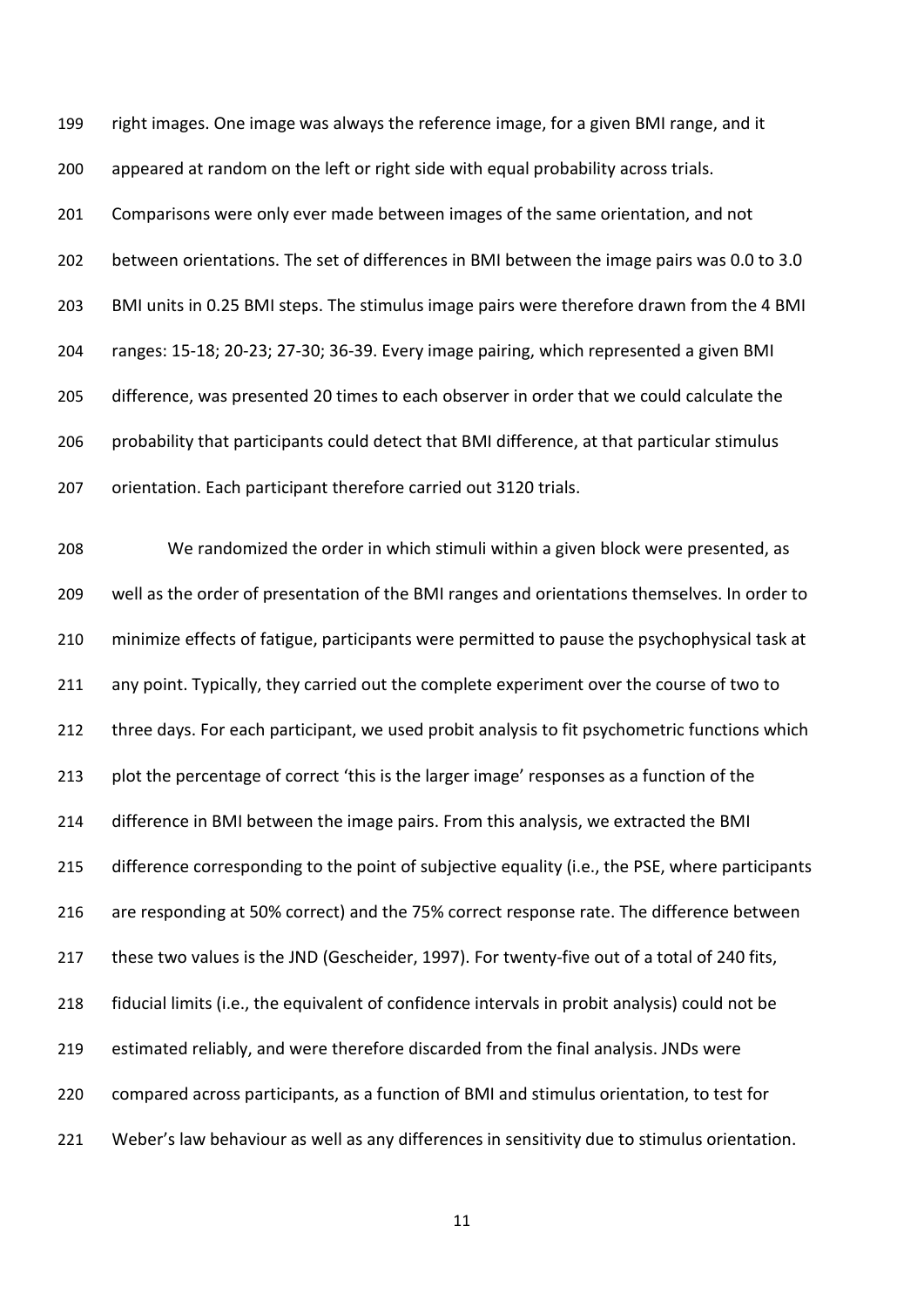right images. One image was always the reference image, for a given BMI range, and it appeared at random on the left or right side with equal probability across trials. Comparisons were only ever made between images of the same orientation, and not between orientations. The set of differences in BMI between the image pairs was 0.0 to 3.0 BMI units in 0.25 BMI steps. The stimulus image pairs were therefore drawn from the 4 BMI ranges: 15-18; 20-23; 27-30; 36-39. Every image pairing, which represented a given BMI difference, was presented 20 times to each observer in order that we could calculate the probability that participants could detect that BMI difference, at that particular stimulus orientation. Each participant therefore carried out 3120 trials.

We randomized the order in which stimuli within a given block were presented, as well as the order of presentation of the BMI ranges and orientations themselves. In order to minimize effects of fatigue, participants were permitted to pause the psychophysical task at any point. Typically, they carried out the complete experiment over the course of two to three days. For each participant, we used probit analysis to fit psychometric functions which plot the percentage of correct 'this is the larger image' responses as a function of the difference in BMI between the image pairs. From this analysis, we extracted the BMI difference corresponding to the point of subjective equality (i.e., the PSE, where participants are responding at 50% correct) and the 75% correct response rate. The difference between these two values is the JND (Gescheider, 1997). For twenty-five out of a total of 240 fits, fiducial limits (i.e., the equivalent of confidence intervals in probit analysis) could not be estimated reliably, and were therefore discarded from the final analysis. JNDs were compared across participants, as a function of BMI and stimulus orientation, to test for Weber's law behaviour as well as any differences in sensitivity due to stimulus orientation.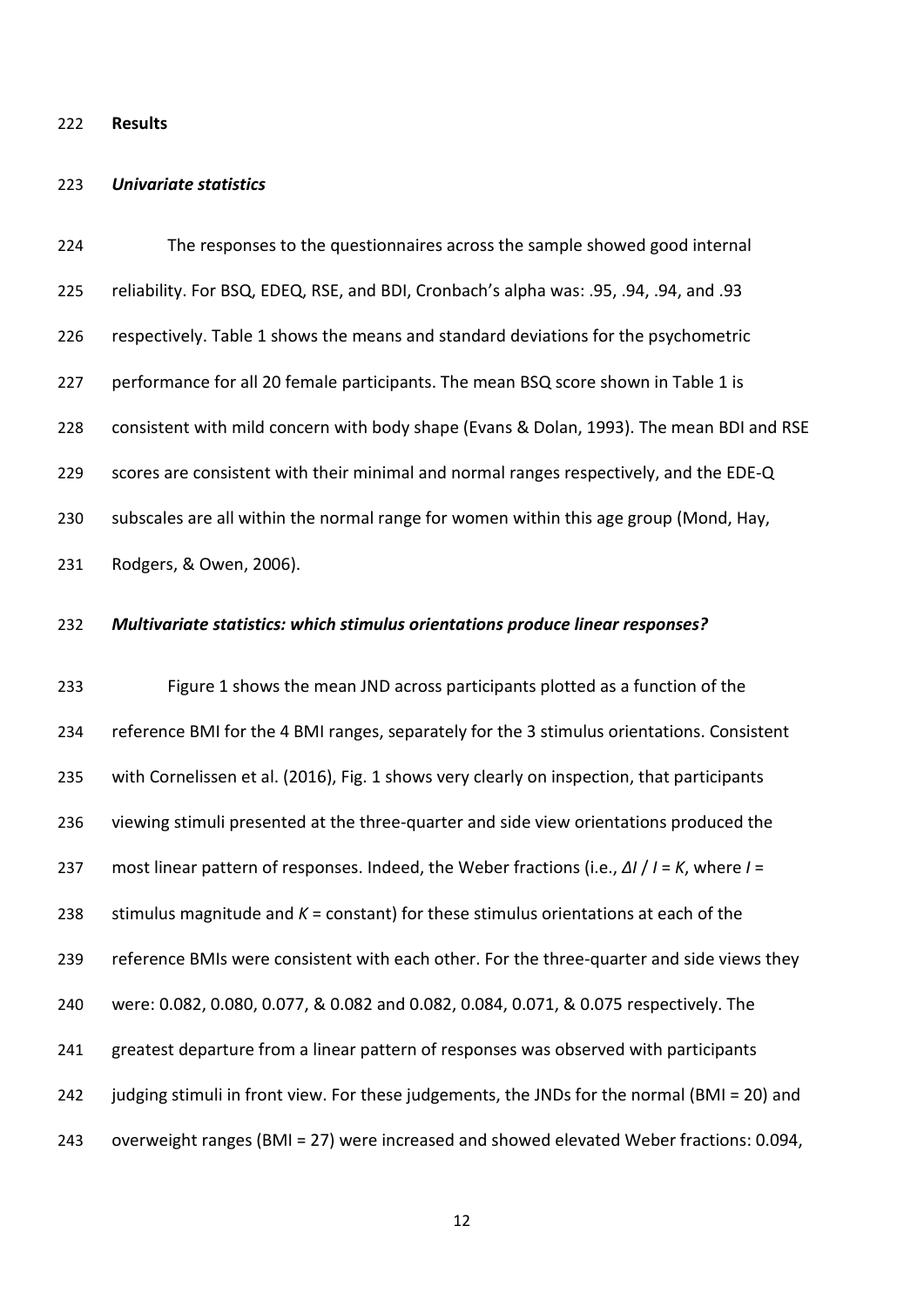## Results

### *Univariate statistics*

The responses to the questionnaires across the sample showed good internal reliability. For BSQ, EDEQ, RSE, and BDI, Cronbach's alpha was: .95, .94, .94, and .93 respectively. Table 1 shows the means and standard deviations for the psychometric performance for all 20 female participants. The mean BSQ score shown in Table 1 is consistent with mild concern with body shape (Evans & Dolan, 1993). The mean BDI and RSE scores are consistent with their minimal and normal ranges respectively, and the EDE-Q subscales are all within the normal range for women within this age group (Mond, Hay, Rodgers, & Owen, 2006).

### *Multivariate statistics: which stimulus orientations produce linear responses?*

Figure 1 shows the mean JND across participants plotted as a function of the reference BMI for the 4 BMI ranges, separately for the 3 stimulus orientations. Consistent with Cornelissen et al. (2016), Fig. 1 shows very clearly on inspection, that participants viewing stimuli presented at the three-quarter and side view orientations produced the most linear pattern of responses. Indeed, the Weber fractions (i.e., $\Delta I / I = K$, where $I$ = stimulus magnitude and $K$ = constant) for these stimulus orientations at each of the reference BMIs were consistent with each other. For the three-quarter and side views they were: 0.082, 0.080, 0.077, & 0.082 and 0.082, 0.084, 0.071, & 0.075 respectively. The greatest departure from a linear pattern of responses was observed with participants judging stimuli in front view. For these judgements, the JNDs for the normal (BMI = 20) and overweight ranges (BMI = 27) were increased and showed elevated Weber fractions: 0.094,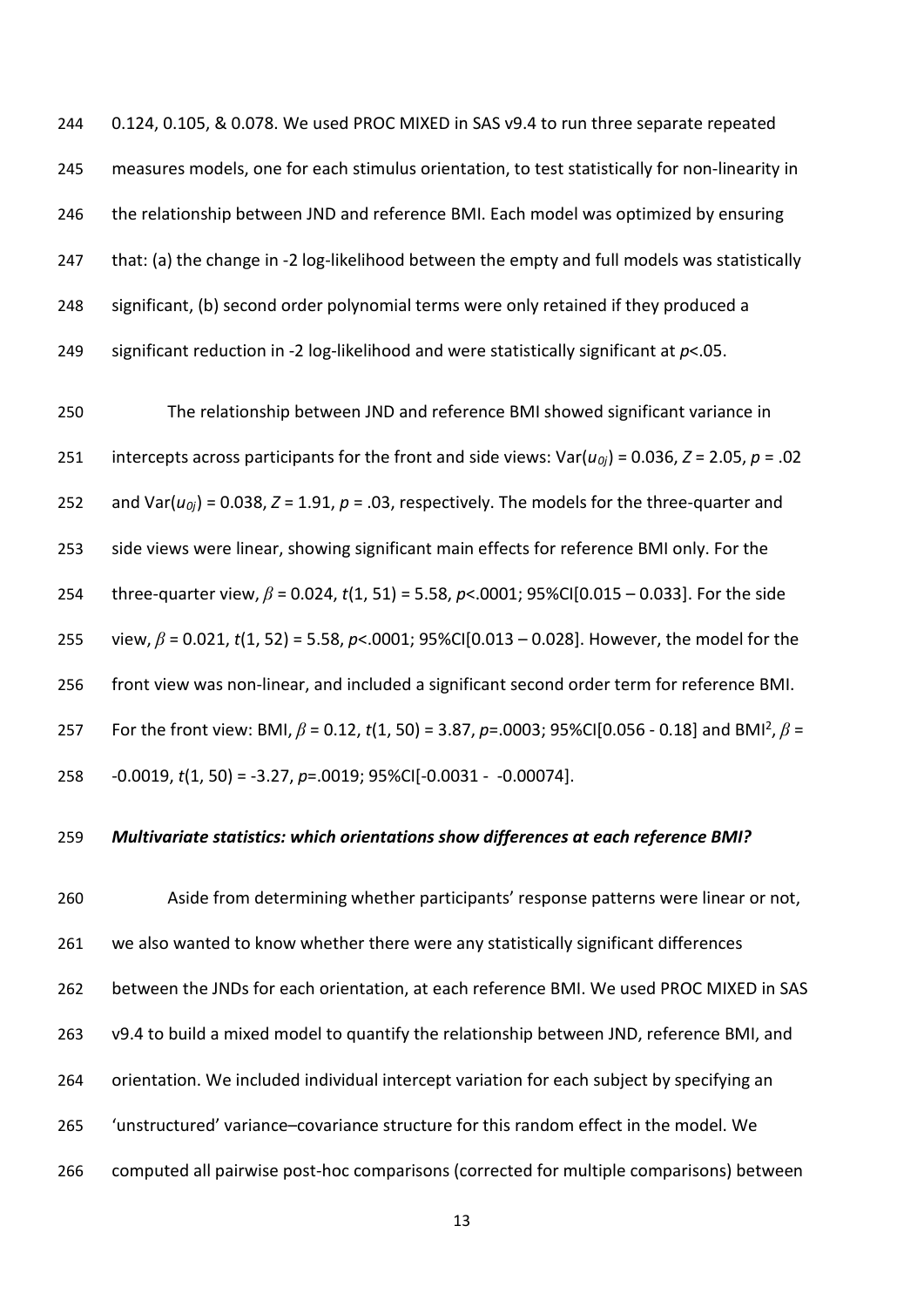0.124, 0.105, & 0.078. We used PROC MIXED in SAS v9.4 to run three separate repeated measures models, one for each stimulus orientation, to test statistically for non-linearity in the relationship between JND and reference BMI. Each model was optimized by ensuring that: (a) the change in -2 log-likelihood between the empty and full models was statistically significant, (b) second order polynomial terms were only retained if they produced a significant reduction in -2 log-likelihood and were statistically significant at $p<.05$.

The relationship between JND and reference BMI showed significant variance in intercepts across participants for the front and side views: $\mathrm{Var}(u_{0j}) = 0.036$, $Z = 2.05$, $p = .02$ and $\mathrm{Var}(u_{0j}) = 0.038$, $Z = 1.91$, $p = .03$, respectively. The models for the three-quarter and side views were linear, showing significant main effects for reference BMI only. For the three-quarter view, $\beta = 0.024$, $t(1, 51) = 5.58$, $p<.0001$; 95%CI[0.015 – 0.033]. For the side view, $\beta = 0.021$, $t(1, 52) = 5.58$, $p<.0001$; 95%CI[0.013 – 0.028]. However, the model for the front view was non-linear, and included a significant second order term for reference BMI. For the front view: BMI, $\beta = 0.12$, $t(1, 50) = 3.87$, $p=.0003$; 95%CI[0.056 - 0.18] and BMI$^2$, $\beta = -0.0019$, $t(1, 50) = -3.27$, $p=.0019$; 95%CI[-0.0031 - -0.00074].

### *Multivariate statistics: which orientations show differences at each reference BMI?*

Aside from determining whether participants' response patterns were linear or not, we also wanted to know whether there were any statistically significant differences between the JNDs for each orientation, at each reference BMI. We used PROC MIXED in SAS v9.4 to build a mixed model to quantify the relationship between JND, reference BMI, and orientation. We included individual intercept variation for each subject by specifying an 'unstructured' variance–covariance structure for this random effect in the model. We computed all pairwise post-hoc comparisons (corrected for multiple comparisons) between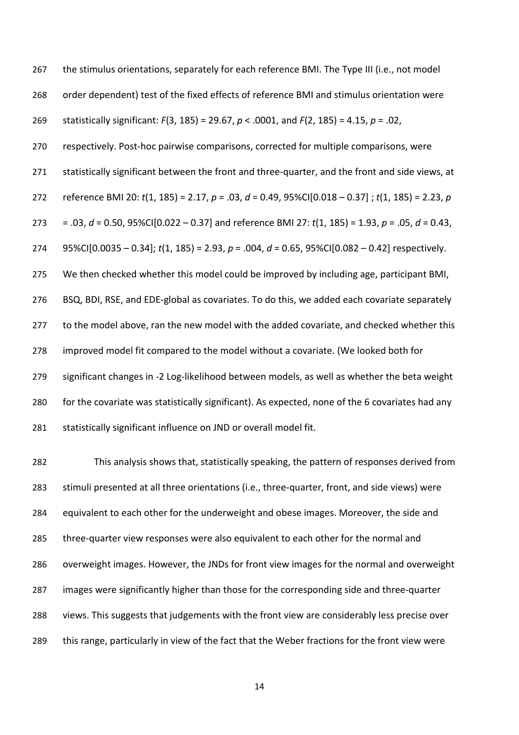the stimulus orientations, separately for each reference BMI. The Type III (i.e., not model order dependent) test of the fixed effects of reference BMI and stimulus orientation were statistically significant: $F(3, 185) = 29.67$, $p < .0001$, and $F(2, 185) = 4.15$, $p = .02$, respectively. Post-hoc pairwise comparisons, corrected for multiple comparisons, were statistically significant between the front and three-quarter, and the front and side views, at reference BMI 20: $t(1, 185) = 2.17$, $p = .03$, $d = 0.49$, 95%CI[0.018 – 0.37] ; $t(1, 185) = 2.23$, $p = .03$, $d = 0.50$, 95%CI[0.022 – 0.37] and reference BMI 27: $t(1, 185) = 1.93$, $p = .05$, $d = 0.43$, 95%CI[0.0035 – 0.34]; $t(1, 185) = 2.93$, $p = .004$, $d = 0.65$, 95%CI[0.082 – 0.42] respectively. We then checked whether this model could be improved by including age, participant BMI, BSQ, BDI, RSE, and EDE-global as covariates. To do this, we added each covariate separately to the model above, ran the new model with the added covariate, and checked whether this improved model fit compared to the model without a covariate. (We looked both for significant changes in -2 Log-likelihood between models, as well as whether the beta weight for the covariate was statistically significant). As expected, none of the 6 covariates had any statistically significant influence on JND or overall model fit.

This analysis shows that, statistically speaking, the pattern of responses derived from stimuli presented at all three orientations (i.e., three-quarter, front, and side views) were equivalent to each other for the underweight and obese images. Moreover, the side and three-quarter view responses were also equivalent to each other for the normal and overweight images. However, the JNDs for front view images for the normal and overweight images were significantly higher than those for the corresponding side and three-quarter views. This suggests that judgements with the front view are considerably less precise over this range, particularly in view of the fact that the Weber fractions for the front view were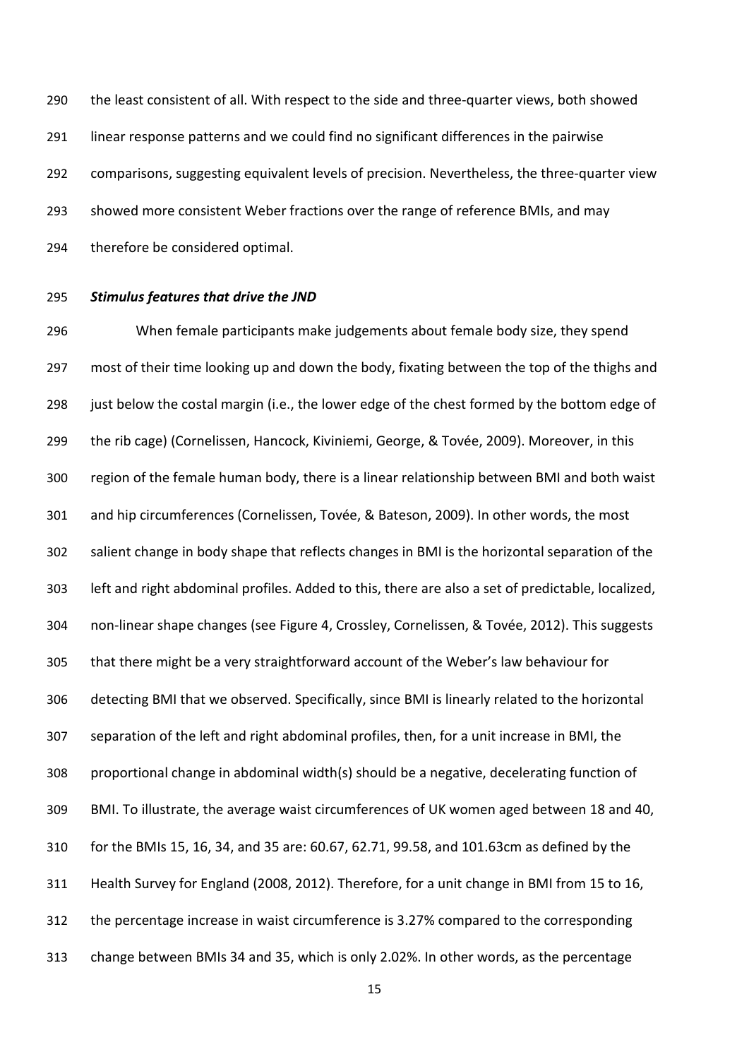the least consistent of all. With respect to the side and three-quarter views, both showed linear response patterns and we could find no significant differences in the pairwise comparisons, suggesting equivalent levels of precision. Nevertheless, the three-quarter view showed more consistent Weber fractions over the range of reference BMIs, and may therefore be considered optimal.

### *Stimulus features that drive the JND*

When female participants make judgements about female body size, they spend most of their time looking up and down the body, fixating between the top of the thighs and just below the costal margin (i.e., the lower edge of the chest formed by the bottom edge of the rib cage) (Cornelissen, Hancock, Kiviniemi, George, & Tovée, 2009). Moreover, in this region of the female human body, there is a linear relationship between BMI and both waist and hip circumferences (Cornelissen, Tovée, & Bateson, 2009). In other words, the most salient change in body shape that reflects changes in BMI is the horizontal separation of the left and right abdominal profiles. Added to this, there are also a set of predictable, localized, non-linear shape changes (see Figure 4, Crossley, Cornelissen, & Tovée, 2012). This suggests that there might be a very straightforward account of the Weber's law behaviour for detecting BMI that we observed. Specifically, since BMI is linearly related to the horizontal separation of the left and right abdominal profiles, then, for a unit increase in BMI, the proportional change in abdominal width(s) should be a negative, decelerating function of BMI. To illustrate, the average waist circumferences of UK women aged between 18 and 40, for the BMIs 15, 16, 34, and 35 are: 60.67, 62.71, 99.58, and 101.63cm as defined by the Health Survey for England (2008, 2012). Therefore, for a unit change in BMI from 15 to 16, the percentage increase in waist circumference is 3.27% compared to the corresponding change between BMIs 34 and 35, which is only 2.02%. In other words, as the percentage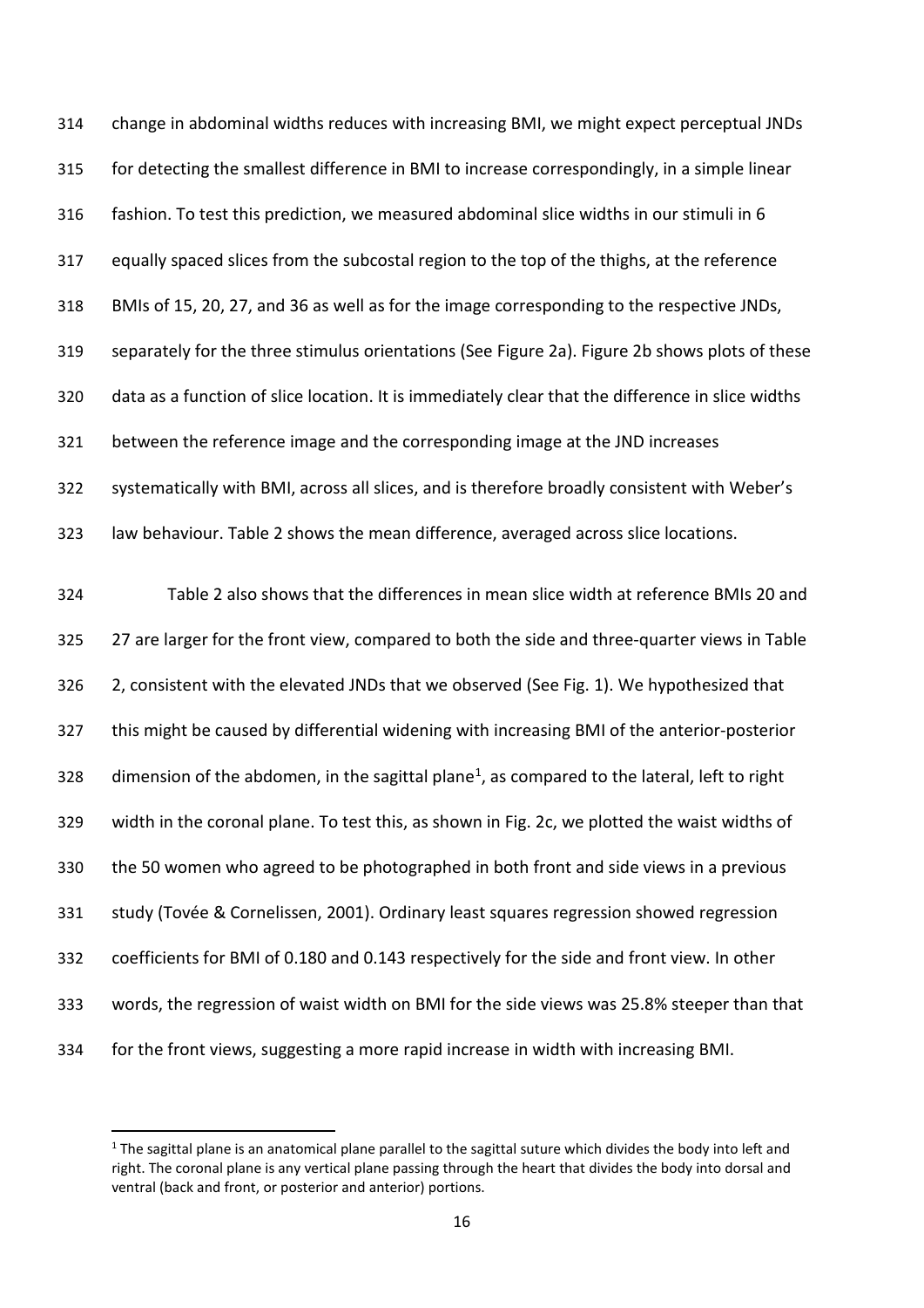change in abdominal widths reduces with increasing BMI, we might expect perceptual JNDs for detecting the smallest difference in BMI to increase correspondingly, in a simple linear fashion. To test this prediction, we measured abdominal slice widths in our stimuli in 6 equally spaced slices from the subcostal region to the top of the thighs, at the reference BMIs of 15, 20, 27, and 36 as well as for the image corresponding to the respective JNDs, separately for the three stimulus orientations (See Figure 2a). Figure 2b shows plots of these data as a function of slice location. It is immediately clear that the difference in slice widths between the reference image and the corresponding image at the JND increases systematically with BMI, across all slices, and is therefore broadly consistent with Weber's law behaviour. Table 2 shows the mean difference, averaged across slice locations.

Table 2 also shows that the differences in mean slice width at reference BMIs 20 and 27 are larger for the front view, compared to both the side and three-quarter views in Table 2, consistent with the elevated JNDs that we observed (See Fig. 1). We hypothesized that this might be caused by differential widening with increasing BMI of the anterior-posterior dimension of the abdomen, in the sagittal plane[1], as compared to the lateral, left to right width in the coronal plane. To test this, as shown in Fig. 2c, we plotted the waist widths of the 50 women who agreed to be photographed in both front and side views in a previous study (Tovée & Cornelissen, 2001). Ordinary least squares regression showed regression coefficients for BMI of 0.180 and 0.143 respectively for the side and front view. In other words, the regression of waist width on BMI for the side views was 25.8% steeper than that for the front views, suggesting a more rapid increase in width with increasing BMI.

[1] The sagittal plane is an anatomical plane parallel to the sagittal suture which divides the body into left and right. The coronal plane is any vertical plane passing through the heart that divides the body into dorsal and ventral (back and front, or posterior and anterior) portions.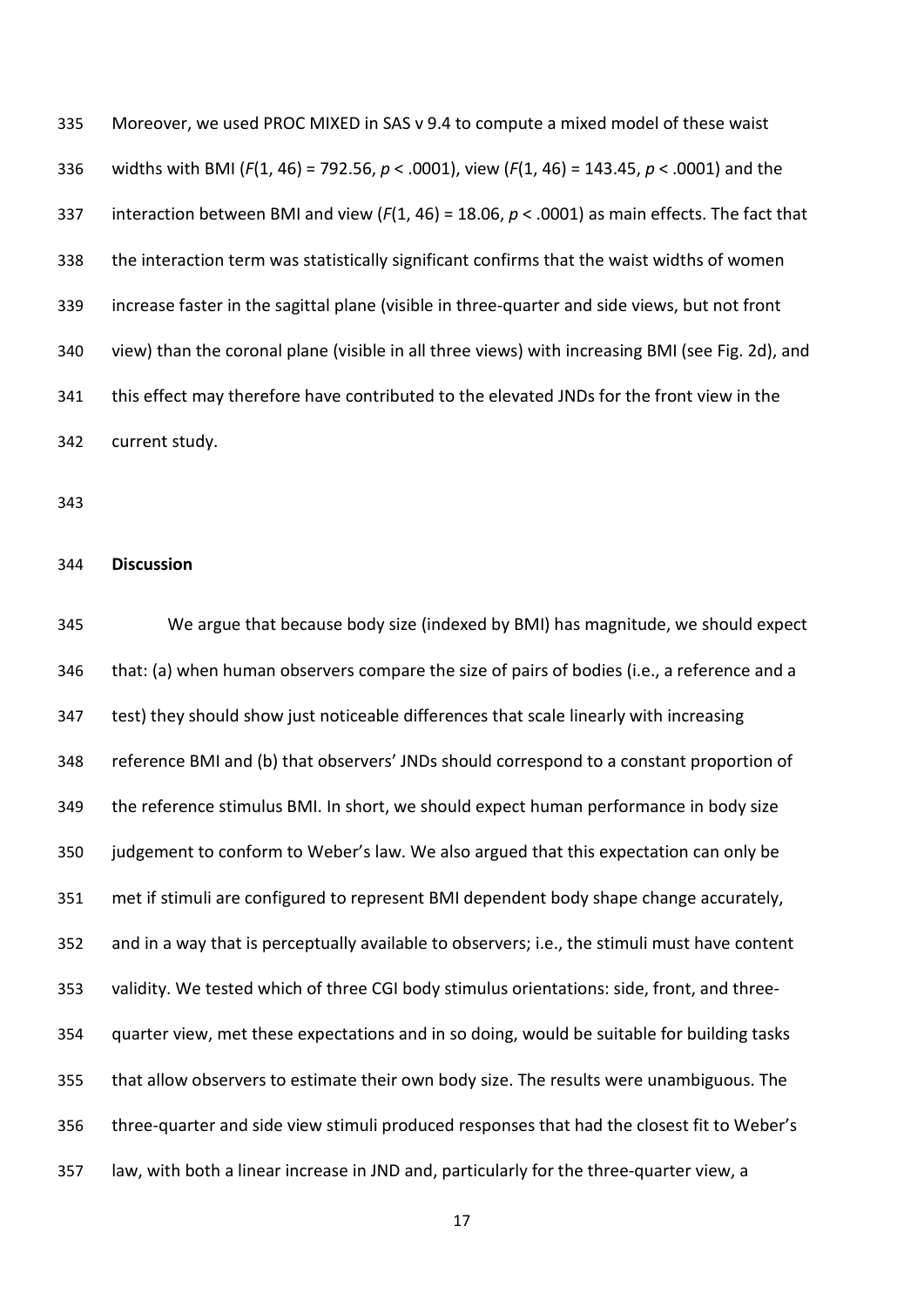Moreover, we used PROC MIXED in SAS v 9.4 to compute a mixed model of these waist widths with BMI ($F(1, 46) = 792.56$, $p < .0001$), view ($F(1, 46) = 143.45$, $p < .0001$) and the interaction between BMI and view ($F(1, 46) = 18.06$, $p < .0001$) as main effects. The fact that the interaction term was statistically significant confirms that the waist widths of women increase faster in the sagittal plane (visible in three-quarter and side views, but not front view) than the coronal plane (visible in all three views) with increasing BMI (see Fig. 2d), and this effect may therefore have contributed to the elevated JNDs for the front view in the current study.

## Discussion

We argue that because body size (indexed by BMI) has magnitude, we should expect that: (a) when human observers compare the size of pairs of bodies (i.e., a reference and a test) they should show just noticeable differences that scale linearly with increasing reference BMI and (b) that observers' JNDs should correspond to a constant proportion of the reference stimulus BMI. In short, we should expect human performance in body size judgement to conform to Weber's law. We also argued that this expectation can only be met if stimuli are configured to represent BMI dependent body shape change accurately, and in a way that is perceptually available to observers; i.e., the stimuli must have content validity. We tested which of three CGI body stimulus orientations: side, front, and three-quarter view, met these expectations and in so doing, would be suitable for building tasks that allow observers to estimate their own body size. The results were unambiguous. The three-quarter and side view stimuli produced responses that had the closest fit to Weber's law, with both a linear increase in JND and, particularly for the three-quarter view, a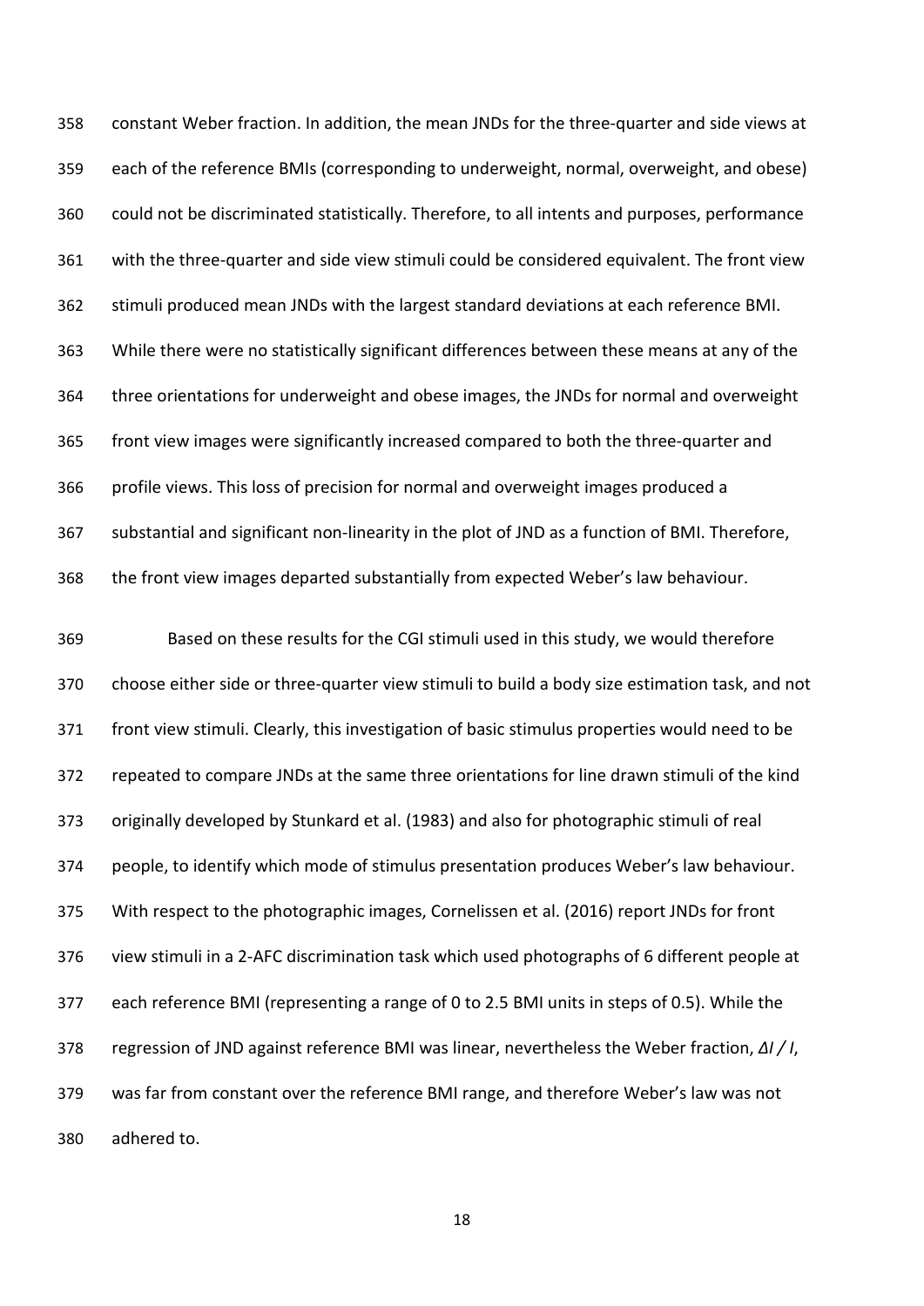constant Weber fraction. In addition, the mean JNDs for the three-quarter and side views at each of the reference BMIs (corresponding to underweight, normal, overweight, and obese) could not be discriminated statistically. Therefore, to all intents and purposes, performance with the three-quarter and side view stimuli could be considered equivalent. The front view stimuli produced mean JNDs with the largest standard deviations at each reference BMI. While there were no statistically significant differences between these means at any of the three orientations for underweight and obese images, the JNDs for normal and overweight front view images were significantly increased compared to both the three-quarter and profile views. This loss of precision for normal and overweight images produced a substantial and significant non-linearity in the plot of JND as a function of BMI. Therefore, the front view images departed substantially from expected Weber's law behaviour.

Based on these results for the CGI stimuli used in this study, we would therefore choose either side or three-quarter view stimuli to build a body size estimation task, and not front view stimuli. Clearly, this investigation of basic stimulus properties would need to be repeated to compare JNDs at the same three orientations for line drawn stimuli of the kind originally developed by Stunkard et al. (1983) and also for photographic stimuli of real people, to identify which mode of stimulus presentation produces Weber's law behaviour. With respect to the photographic images, Cornelissen et al. (2016) report JNDs for front view stimuli in a 2-AFC discrimination task which used photographs of 6 different people at each reference BMI (representing a range of 0 to 2.5 BMI units in steps of 0.5). While the regression of JND against reference BMI was linear, nevertheless the Weber fraction, $\Delta I / I$, was far from constant over the reference BMI range, and therefore Weber's law was not adhered to.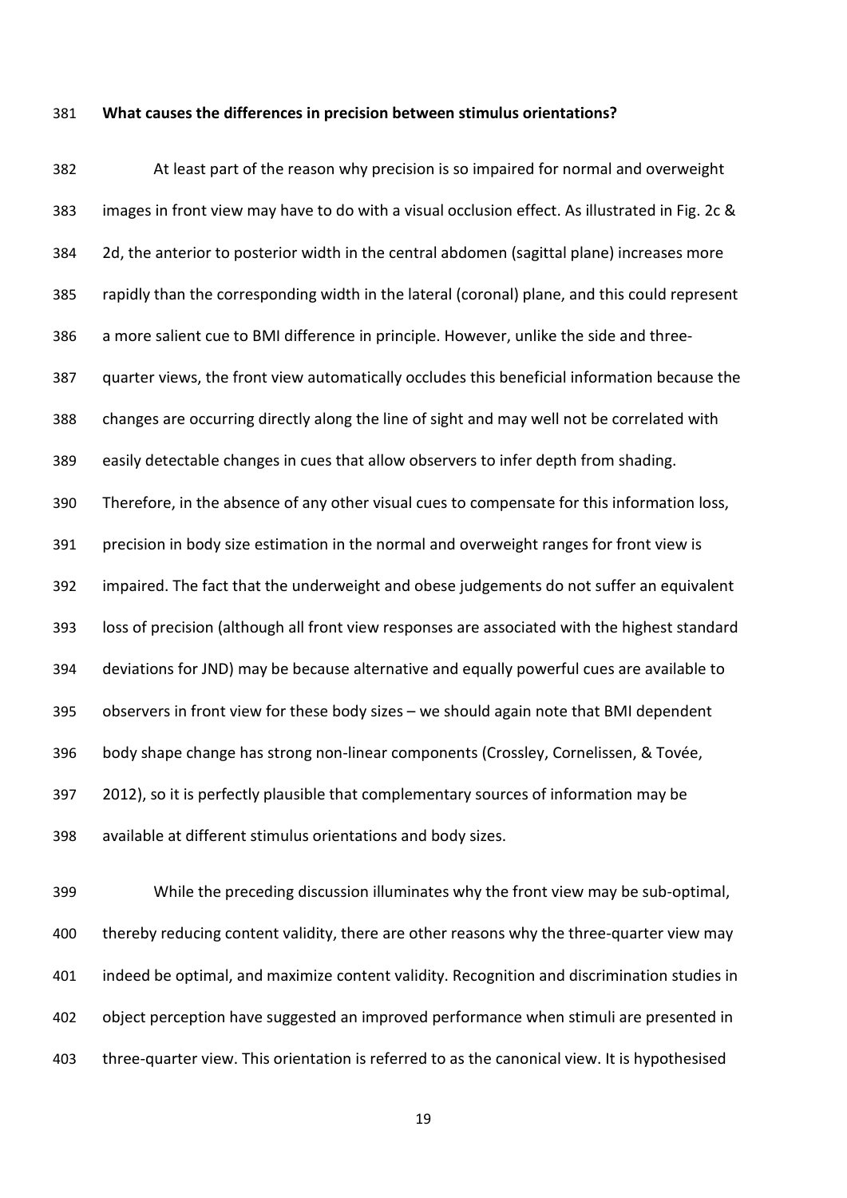**What causes the differences in precision between stimulus orientations?**

At least part of the reason why precision is so impaired for normal and overweight images in front view may have to do with a visual occlusion effect. As illustrated in Fig. 2c & 2d, the anterior to posterior width in the central abdomen (sagittal plane) increases more rapidly than the corresponding width in the lateral (coronal) plane, and this could represent a more salient cue to BMI difference in principle. However, unlike the side and three-quarter views, the front view automatically occludes this beneficial information because the changes are occurring directly along the line of sight and may well not be correlated with easily detectable changes in cues that allow observers to infer depth from shading. Therefore, in the absence of any other visual cues to compensate for this information loss, precision in body size estimation in the normal and overweight ranges for front view is impaired. The fact that the underweight and obese judgements do not suffer an equivalent loss of precision (although all front view responses are associated with the highest standard deviations for JND) may be because alternative and equally powerful cues are available to observers in front view for these body sizes – we should again note that BMI dependent body shape change has strong non-linear components (Crossley, Cornelissen, & Tovée, 2012), so it is perfectly plausible that complementary sources of information may be available at different stimulus orientations and body sizes.

While the preceding discussion illuminates why the front view may be sub-optimal, thereby reducing content validity, there are other reasons why the three-quarter view may indeed be optimal, and maximize content validity. Recognition and discrimination studies in object perception have suggested an improved performance when stimuli are presented in three-quarter view. This orientation is referred to as the canonical view. It is hypothesised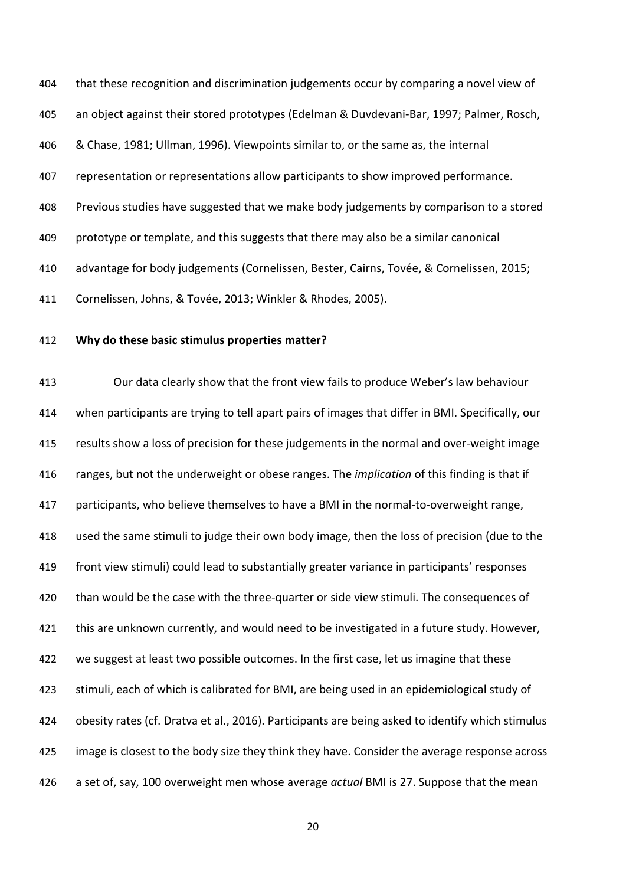that these recognition and discrimination judgements occur by comparing a novel view of an object against their stored prototypes (Edelman & Duvdevani-Bar, 1997; Palmer, Rosch, & Chase, 1981; Ullman, 1996). Viewpoints similar to, or the same as, the internal representation or representations allow participants to show improved performance. Previous studies have suggested that we make body judgements by comparison to a stored prototype or template, and this suggests that there may also be a similar canonical advantage for body judgements (Cornelissen, Bester, Cairns, Tovée, & Cornelissen, 2015; Cornelissen, Johns, & Tovée, 2013; Winkler & Rhodes, 2005).

**Why do these basic stimulus properties matter?**

Our data clearly show that the front view fails to produce Weber's law behaviour when participants are trying to tell apart pairs of images that differ in BMI. Specifically, our results show a loss of precision for these judgements in the normal and over-weight image ranges, but not the underweight or obese ranges. The *implication* of this finding is that if participants, who believe themselves to have a BMI in the normal-to-overweight range, used the same stimuli to judge their own body image, then the loss of precision (due to the front view stimuli) could lead to substantially greater variance in participants' responses than would be the case with the three-quarter or side view stimuli. The consequences of this are unknown currently, and would need to be investigated in a future study. However, we suggest at least two possible outcomes. In the first case, let us imagine that these stimuli, each of which is calibrated for BMI, are being used in an epidemiological study of obesity rates (cf. Dratva et al., 2016). Participants are being asked to identify which stimulus image is closest to the body size they think they have. Consider the average response across a set of, say, 100 overweight men whose average *actual* BMI is 27. Suppose that the mean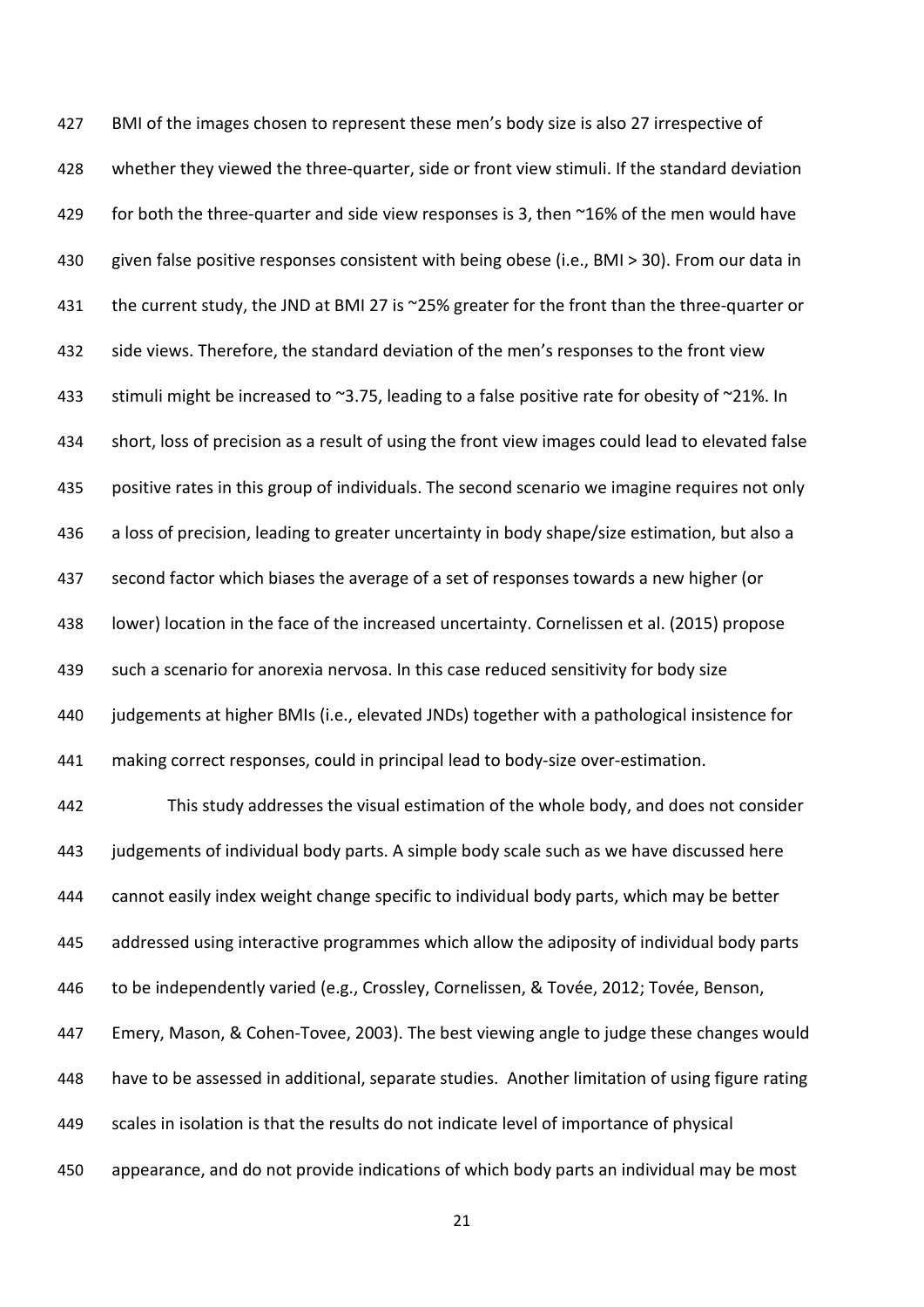BMI of the images chosen to represent these men's body size is also 27 irrespective of whether they viewed the three-quarter, side or front view stimuli. If the standard deviation for both the three-quarter and side view responses is 3, then ~16% of the men would have given false positive responses consistent with being obese (i.e., BMI > 30). From our data in the current study, the JND at BMI 27 is ~25% greater for the front than the three-quarter or side views. Therefore, the standard deviation of the men's responses to the front view stimuli might be increased to ~3.75, leading to a false positive rate for obesity of ~21%. In short, loss of precision as a result of using the front view images could lead to elevated false positive rates in this group of individuals. The second scenario we imagine requires not only a loss of precision, leading to greater uncertainty in body shape/size estimation, but also a second factor which biases the average of a set of responses towards a new higher (or lower) location in the face of the increased uncertainty. Cornelissen et al. (2015) propose such a scenario for anorexia nervosa. In this case reduced sensitivity for body size judgements at higher BMIs (i.e., elevated JNDs) together with a pathological insistence for making correct responses, could in principal lead to body-size over-estimation.

This study addresses the visual estimation of the whole body, and does not consider judgements of individual body parts. A simple body scale such as we have discussed here cannot easily index weight change specific to individual body parts, which may be better addressed using interactive programmes which allow the adiposity of individual body parts to be independently varied (e.g., Crossley, Cornelissen, & Tovée, 2012; Tovée, Benson, Emery, Mason, & Cohen-Tovee, 2003). The best viewing angle to judge these changes would have to be assessed in additional, separate studies. Another limitation of using figure rating scales in isolation is that the results do not indicate level of importance of physical appearance, and do not provide indications of which body parts an individual may be most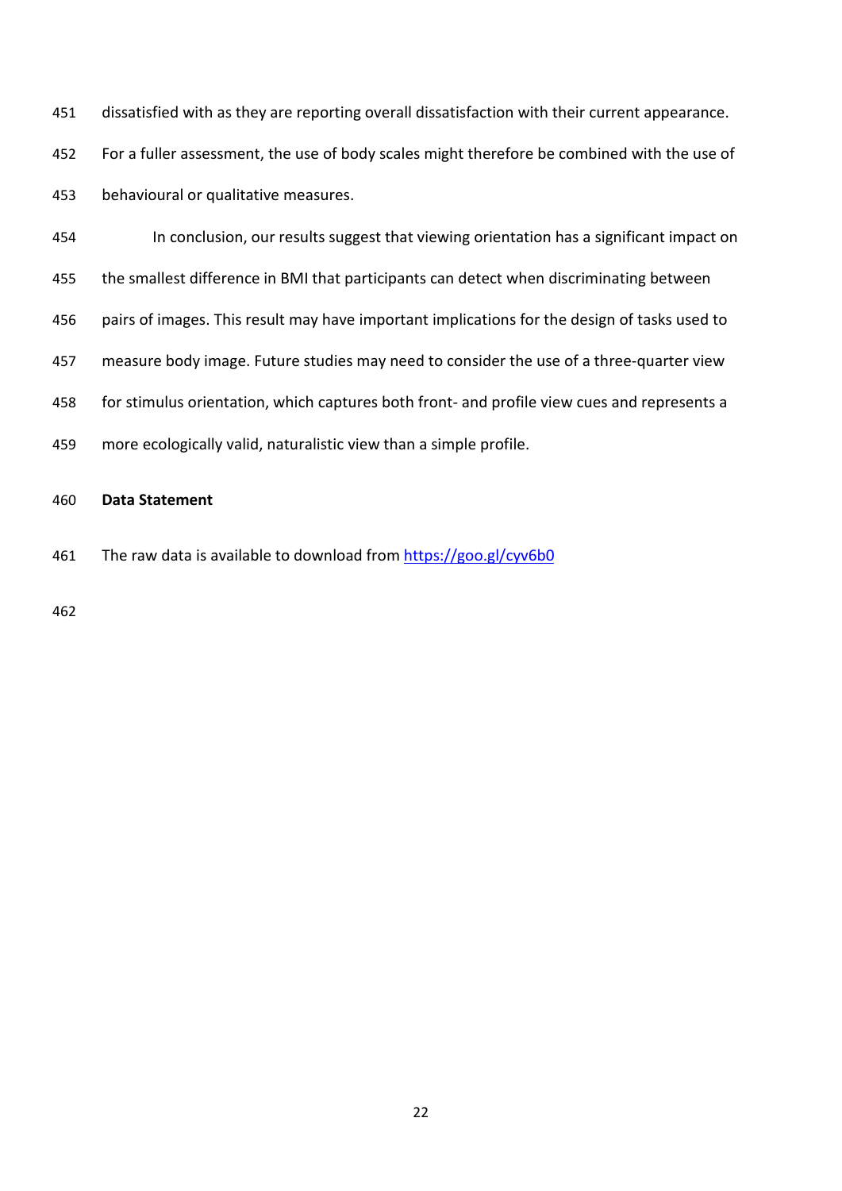dissatisfied with as they are reporting overall dissatisfaction with their current appearance. For a fuller assessment, the use of body scales might therefore be combined with the use of behavioural or qualitative measures.

In conclusion, our results suggest that viewing orientation has a significant impact on the smallest difference in BMI that participants can detect when discriminating between pairs of images. This result may have important implications for the design of tasks used to measure body image. Future studies may need to consider the use of a three-quarter view for stimulus orientation, which captures both front- and profile view cues and represents a more ecologically valid, naturalistic view than a simple profile.

**Data Statement**

The raw data is available to download from https://goo.gl/cyv6b0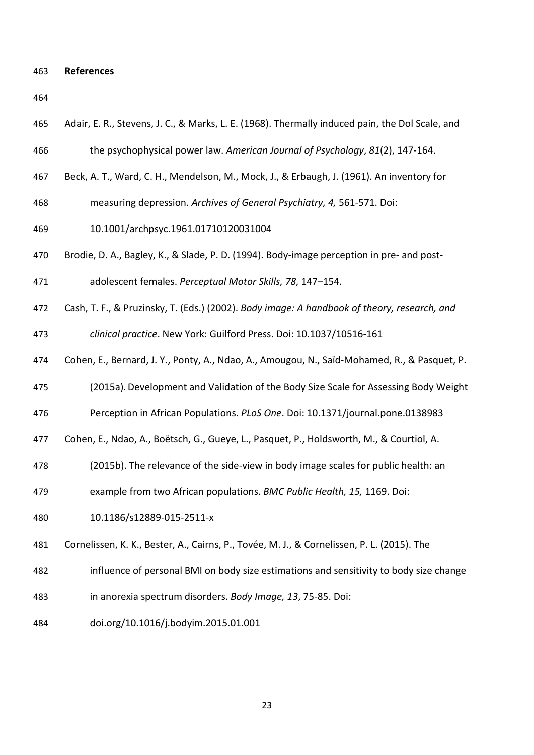## References

Adair, E. R., Stevens, J. C., & Marks, L. E. (1968). Thermally induced pain, the Dol Scale, and the psychophysical power law. *American Journal of Psychology*, *81*(2), 147-164.

Beck, A. T., Ward, C. H., Mendelson, M., Mock, J., & Erbaugh, J. (1961). An inventory for measuring depression. *Archives of General Psychiatry, 4,* 561-571. Doi: 10.1001/archpsyc.1961.01710120031004

Brodie, D. A., Bagley, K., & Slade, P. D. (1994). Body-image perception in pre- and post-adolescent females. *Perceptual Motor Skills, 78,* 147–154.

Cash, T. F., & Pruzinsky, T. (Eds.) (2002). *Body image: A handbook of theory, research, and clinical practice*. New York: Guilford Press. Doi: 10.1037/10516-161

Cohen, E., Bernard, J. Y., Ponty, A., Ndao, A., Amougou, N., Saïd-Mohamed, R., & Pasquet, P. (2015a). Development and Validation of the Body Size Scale for Assessing Body Weight Perception in African Populations. *PLoS One*. Doi: 10.1371/journal.pone.0138983

Cohen, E., Ndao, A., Boëtsch, G., Gueye, L., Pasquet, P., Holdsworth, M., & Courtiol, A. (2015b). The relevance of the side-view in body image scales for public health: an example from two African populations. *BMC Public Health, 15,* 1169. Doi: 10.1186/s12889-015-2511-x

Cornelissen, K. K., Bester, A., Cairns, P., Tovée, M. J., & Cornelissen, P. L. (2015). The influence of personal BMI on body size estimations and sensitivity to body size change in anorexia spectrum disorders. *Body Image, 13*, 75-85. Doi: doi.org/10.1016/j.bodyim.2015.01.001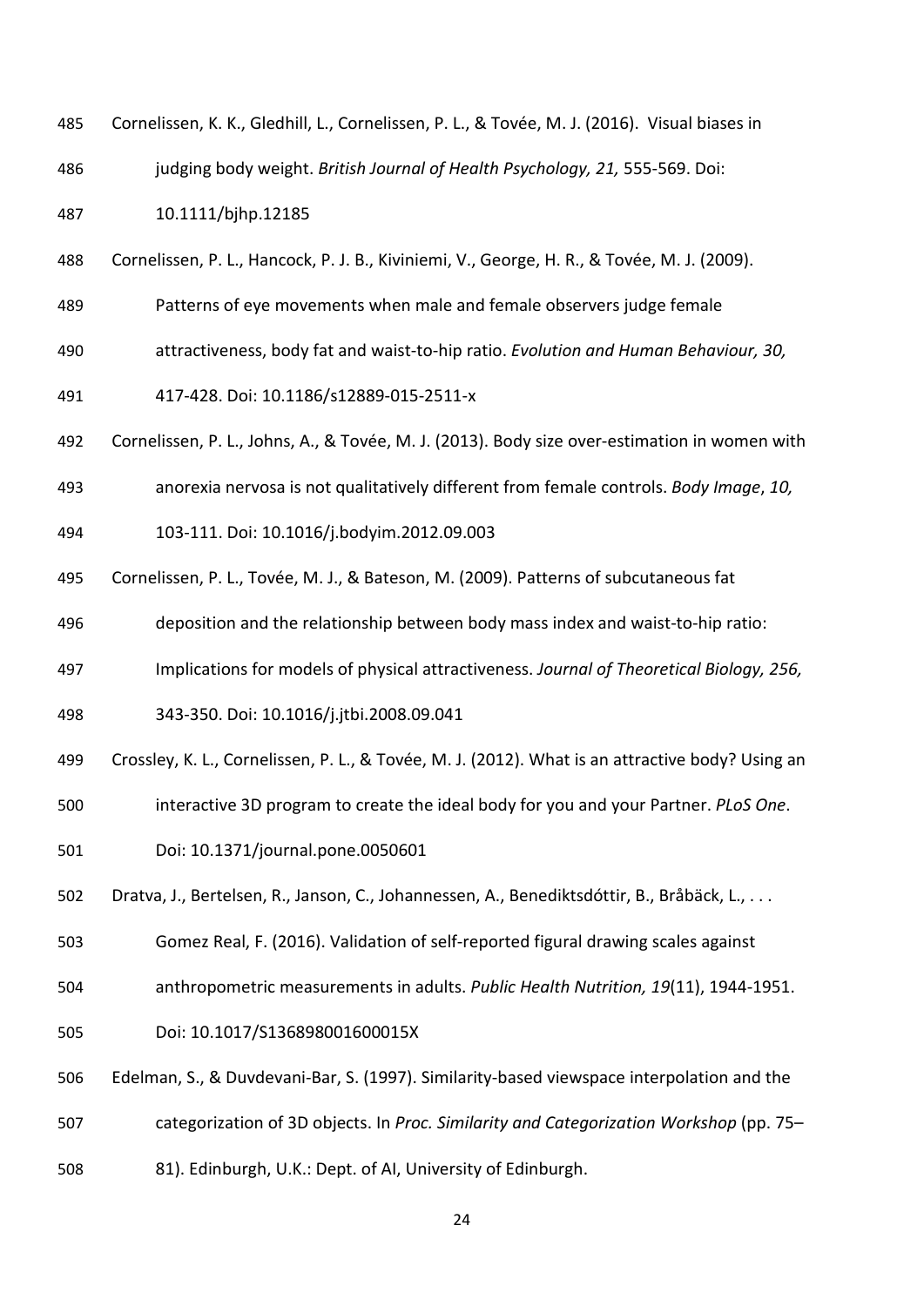Cornelissen, K. K., Gledhill, L., Cornelissen, P. L., & Tovée, M. J. (2016). Visual biases in judging body weight. *British Journal of Health Psychology, 21,* 555-569. Doi: 10.1111/bjhp.12185

Cornelissen, P. L., Hancock, P. J. B., Kiviniemi, V., George, H. R., & Tovée, M. J. (2009). Patterns of eye movements when male and female observers judge female attractiveness, body fat and waist-to-hip ratio. *Evolution and Human Behaviour, 30,* 417-428. Doi: 10.1186/s12889-015-2511-x

Cornelissen, P. L., Johns, A., & Tovée, M. J. (2013). Body size over-estimation in women with anorexia nervosa is not qualitatively different from female controls. *Body Image*, *10,* 103-111. Doi: 10.1016/j.bodyim.2012.09.003

Cornelissen, P. L., Tovée, M. J., & Bateson, M. (2009). Patterns of subcutaneous fat deposition and the relationship between body mass index and waist-to-hip ratio: Implications for models of physical attractiveness. *Journal of Theoretical Biology, 256,* 343-350. Doi: 10.1016/j.jtbi.2008.09.041

Crossley, K. L., Cornelissen, P. L., & Tovée, M. J. (2012). What is an attractive body? Using an interactive 3D program to create the ideal body for you and your Partner. *PLoS One*. Doi: 10.1371/journal.pone.0050601

Dratva, J., Bertelsen, R., Janson, C., Johannessen, A., Benediktsdóttir, B., Bråbäck, L., . . . Gomez Real, F. (2016). Validation of self-reported figural drawing scales against anthropometric measurements in adults. *Public Health Nutrition, 19*(11), 1944-1951. Doi: 10.1017/S136898001600015X

Edelman, S., & Duvdevani-Bar, S. (1997). Similarity-based viewspace interpolation and the categorization of 3D objects. In *Proc. Similarity and Categorization Workshop* (pp. 75–81). Edinburgh, U.K.: Dept. of AI, University of Edinburgh.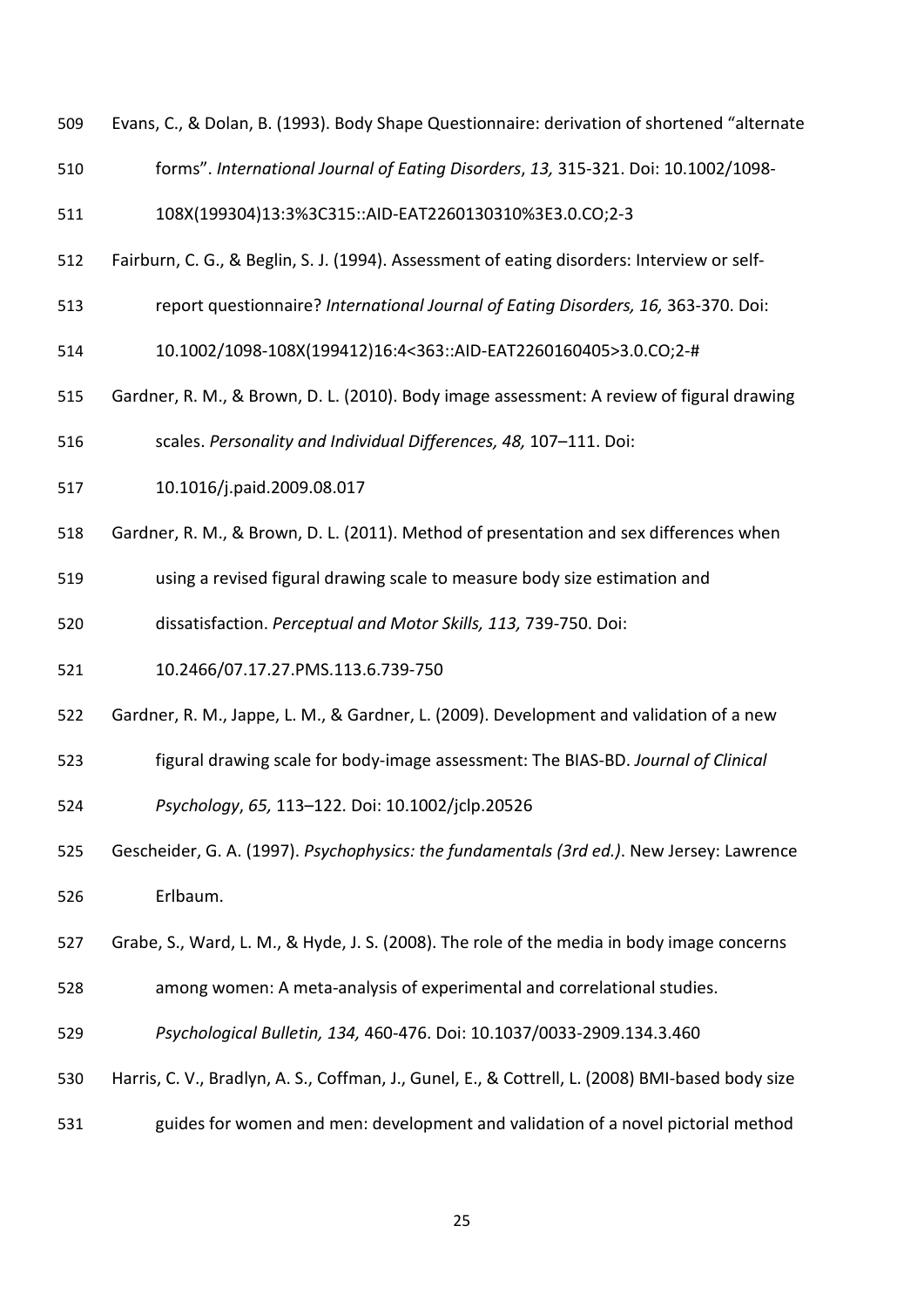Evans, C., & Dolan, B. (1993). Body Shape Questionnaire: derivation of shortened "alternate forms". *International Journal of Eating Disorders*, *13,* 315-321. Doi: 10.1002/1098-108X(199304)13:3%3C315::AID-EAT2260130310%3E3.0.CO;2-3

Fairburn, C. G., & Beglin, S. J. (1994). Assessment of eating disorders: Interview or self-report questionnaire? *International Journal of Eating Disorders, 16,* 363-370. Doi: 10.1002/1098-108X(199412)16:4<363::AID-EAT2260160405>3.0.CO;2-#

Gardner, R. M., & Brown, D. L. (2010). Body image assessment: A review of figural drawing scales. *Personality and Individual Differences, 48,* 107–111. Doi: 10.1016/j.paid.2009.08.017

Gardner, R. M., & Brown, D. L. (2011). Method of presentation and sex differences when using a revised figural drawing scale to measure body size estimation and dissatisfaction. *Perceptual and Motor Skills, 113,* 739-750. Doi: 10.2466/07.17.27.PMS.113.6.739-750

Gardner, R. M., Jappe, L. M., & Gardner, L. (2009). Development and validation of a new figural drawing scale for body-image assessment: The BIAS-BD. *Journal of Clinical Psychology*, *65,* 113–122. Doi: 10.1002/jclp.20526

Gescheider, G. A. (1997). *Psychophysics: the fundamentals (3rd ed.)*. New Jersey: Lawrence Erlbaum.

Grabe, S., Ward, L. M., & Hyde, J. S. (2008). The role of the media in body image concerns among women: A meta-analysis of experimental and correlational studies. *Psychological Bulletin, 134,* 460-476. Doi: 10.1037/0033-2909.134.3.460

Harris, C. V., Bradlyn, A. S., Coffman, J., Gunel, E., & Cottrell, L. (2008) BMI-based body size guides for women and men: development and validation of a novel pictorial method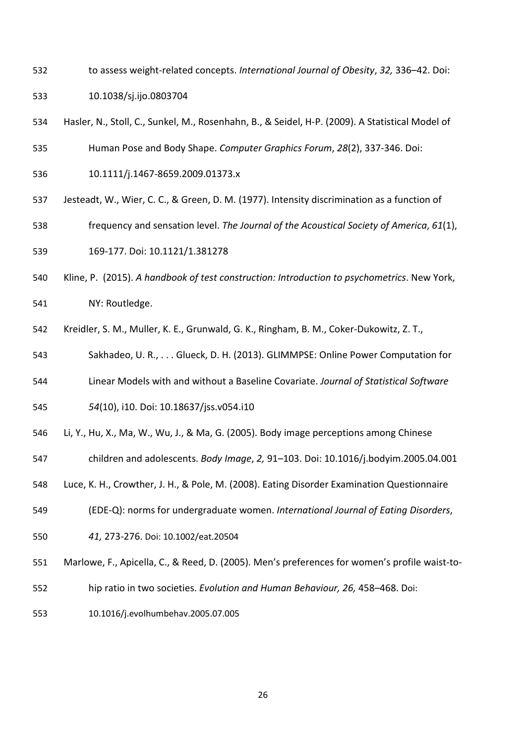to assess weight-related concepts. *International Journal of Obesity*, *32,* 336–42. Doi: 10.1038/sj.ijo.0803704

Hasler, N., Stoll, C., Sunkel, M., Rosenhahn, B., & Seidel, H-P. (2009). A Statistical Model of Human Pose and Body Shape. *Computer Graphics Forum*, *28*(2), 337-346. Doi: 10.1111/j.1467-8659.2009.01373.x

Jesteadt, W., Wier, C. C., & Green, D. M. (1977). Intensity discrimination as a function of frequency and sensation level. *The Journal of the Acoustical Society of America*, *61*(1), 169-177. Doi: 10.1121/1.381278

Kline, P. (2015). *A handbook of test construction: Introduction to psychometrics*. New York, NY: Routledge.

Kreidler, S. M., Muller, K. E., Grunwald, G. K., Ringham, B. M., Coker-Dukowitz, Z. T., Sakhadeo, U. R., . . . Glueck, D. H. (2013). GLIMMPSE: Online Power Computation for Linear Models with and without a Baseline Covariate. *Journal of Statistical Software* *54*(10), i10. Doi: 10.18637/jss.v054.i10

Li, Y., Hu, X., Ma, W., Wu, J., & Ma, G. (2005). Body image perceptions among Chinese children and adolescents. *Body Image*, *2,* 91–103. Doi: 10.1016/j.bodyim.2005.04.001

Luce, K. H., Crowther, J. H., & Pole, M. (2008). Eating Disorder Examination Questionnaire (EDE-Q): norms for undergraduate women. *International Journal of Eating Disorders*, *41,* 273-276. Doi: 10.1002/eat.20504

Marlowe, F., Apicella, C., & Reed, D. (2005). Men's preferences for women's profile waist-to-hip ratio in two societies. *Evolution and Human Behaviour, 26,* 458–468. Doi: 10.1016/j.evolhumbehav.2005.07.005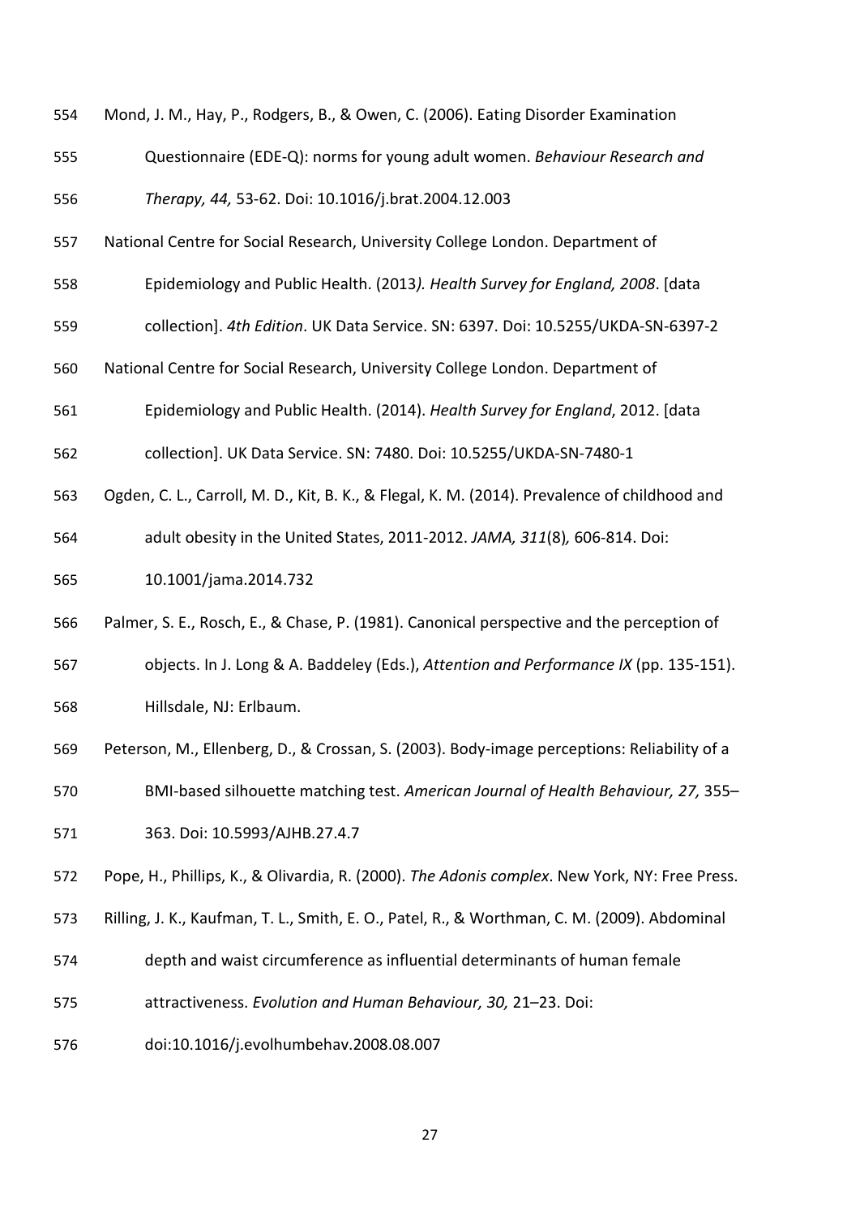Mond, J. M., Hay, P., Rodgers, B., & Owen, C. (2006). Eating Disorder Examination Questionnaire (EDE-Q): norms for young adult women. *Behaviour Research and Therapy, 44,* 53-62. Doi: 10.1016/j.brat.2004.12.003

National Centre for Social Research, University College London. Department of Epidemiology and Public Health. (2013*). Health Survey for England, 2008*. [data collection]. *4th Edition*. UK Data Service. SN: 6397. Doi: 10.5255/UKDA-SN-6397-2

National Centre for Social Research, University College London. Department of Epidemiology and Public Health. (2014). *Health Survey for England*, 2012. [data collection]. UK Data Service. SN: 7480. Doi: 10.5255/UKDA-SN-7480-1

Ogden, C. L., Carroll, M. D., Kit, B. K., & Flegal, K. M. (2014). Prevalence of childhood and adult obesity in the United States, 2011-2012. *JAMA, 311*(8)*,* 606-814. Doi: 10.1001/jama.2014.732

Palmer, S. E., Rosch, E., & Chase, P. (1981). Canonical perspective and the perception of objects. In J. Long & A. Baddeley (Eds.), *Attention and Performance IX* (pp. 135-151). Hillsdale, NJ: Erlbaum.

Peterson, M., Ellenberg, D., & Crossan, S. (2003). Body-image perceptions: Reliability of a BMI-based silhouette matching test. *American Journal of Health Behaviour, 27,* 355–363. Doi: 10.5993/AJHB.27.4.7

Pope, H., Phillips, K., & Olivardia, R. (2000). *The Adonis complex*. New York, NY: Free Press.

Rilling, J. K., Kaufman, T. L., Smith, E. O., Patel, R., & Worthman, C. M. (2009). Abdominal depth and waist circumference as influential determinants of human female attractiveness. *Evolution and Human Behaviour, 30,* 21–23. Doi: doi:10.1016/j.evolhumbehav.2008.08.007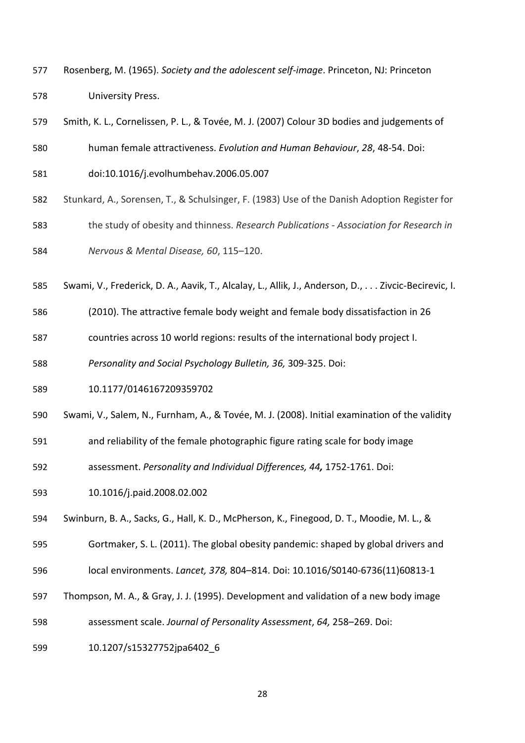Rosenberg, M. (1965). *Society and the adolescent self-image*. Princeton, NJ: Princeton University Press.

Smith, K. L., Cornelissen, P. L., & Tovée, M. J. (2007) Colour 3D bodies and judgements of human female attractiveness. *Evolution and Human Behaviour*, *28*, 48-54. Doi: doi:10.1016/j.evolhumbehav.2006.05.007

Stunkard, A., Sorensen, T., & Schulsinger, F. (1983) Use of the Danish Adoption Register for the study of obesity and thinness. *Research Publications - Association for Research in Nervous & Mental Disease, 60*, 115–120.

Swami, V., Frederick, D. A., Aavik, T., Alcalay, L., Allik, J., Anderson, D., . . . Zivcic-Becirevic, I. (2010). The attractive female body weight and female body dissatisfaction in 26 countries across 10 world regions: results of the international body project I. *Personality and Social Psychology Bulletin, 36,* 309-325. Doi: 10.1177/0146167209359702

Swami, V., Salem, N., Furnham, A., & Tovée, M. J. (2008). Initial examination of the validity and reliability of the female photographic figure rating scale for body image assessment. *Personality and Individual Differences, 44,* 1752-1761. Doi: 10.1016/j.paid.2008.02.002

Swinburn, B. A., Sacks, G., Hall, K. D., McPherson, K., Finegood, D. T., Moodie, M. L., & Gortmaker, S. L. (2011). The global obesity pandemic: shaped by global drivers and local environments. *Lancet, 378,* 804–814. Doi: 10.1016/S0140-6736(11)60813-1

Thompson, M. A., & Gray, J. J. (1995). Development and validation of a new body image assessment scale. *Journal of Personality Assessment*, *64,* 258–269. Doi: 10.1207/s15327752jpa6402_6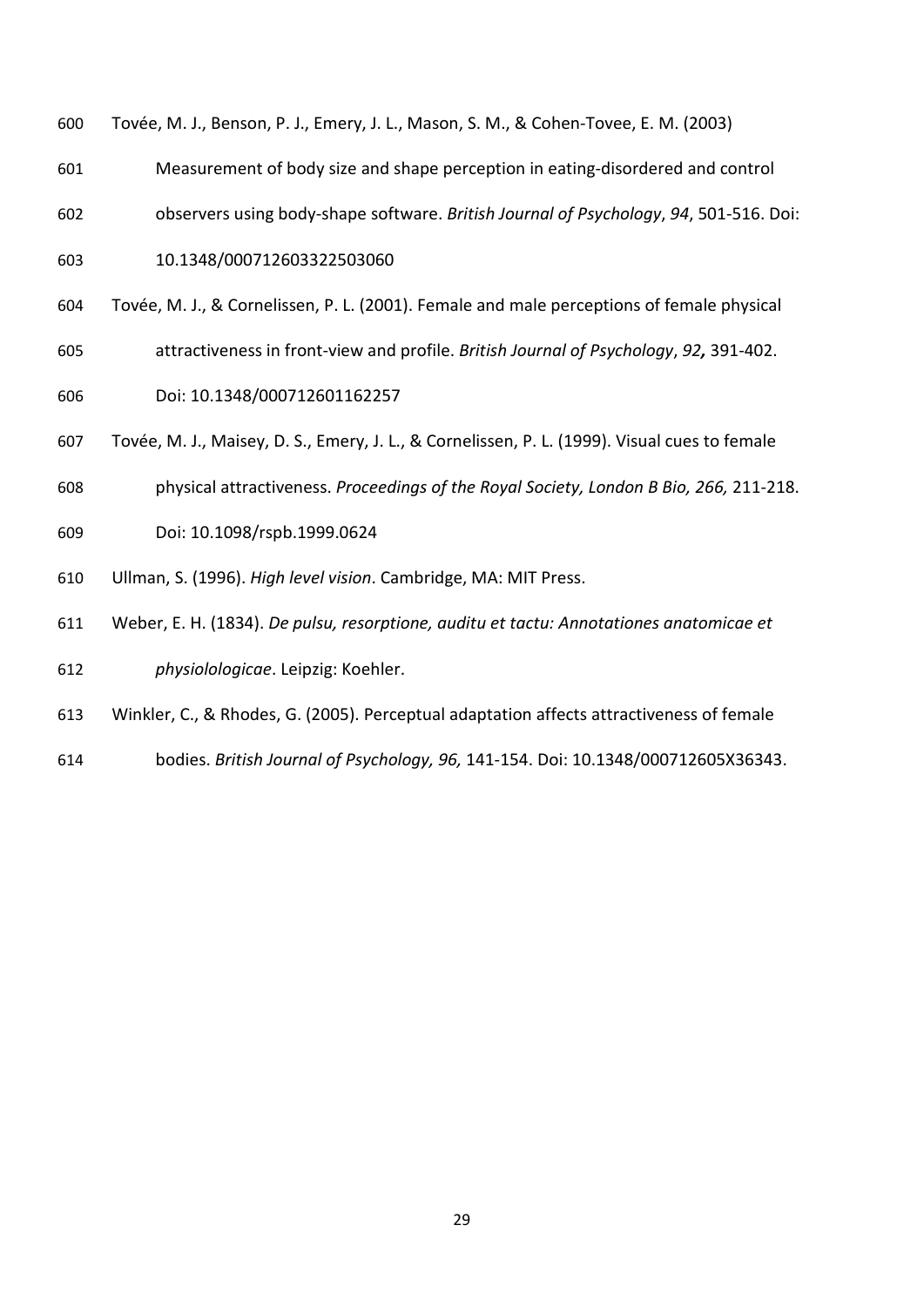Tovée, M. J., Benson, P. J., Emery, J. L., Mason, S. M., & Cohen-Tovee, E. M. (2003) Measurement of body size and shape perception in eating-disordered and control observers using body-shape software. *British Journal of Psychology*, *94*, 501-516. Doi: 10.1348/000712603322503060

Tovée, M. J., & Cornelissen, P. L. (2001). Female and male perceptions of female physical attractiveness in front-view and profile. *British Journal of Psychology*, ***92*,** 391-402. Doi: 10.1348/000712601162257

Tovée, M. J., Maisey, D. S., Emery, J. L., & Cornelissen, P. L. (1999). Visual cues to female physical attractiveness. *Proceedings of the Royal Society, London B Bio, 266,* 211-218. Doi: 10.1098/rspb.1999.0624

Ullman, S. (1996). *High level vision*. Cambridge, MA: MIT Press.

Weber, E. H. (1834). *De pulsu, resorptione, auditu et tactu: Annotationes anatomicae et physiolologicae*. Leipzig: Koehler.

Winkler, C., & Rhodes, G. (2005). Perceptual adaptation affects attractiveness of female bodies. *British Journal of Psychology, 96,* 141-154. Doi: 10.1348/000712605X36343.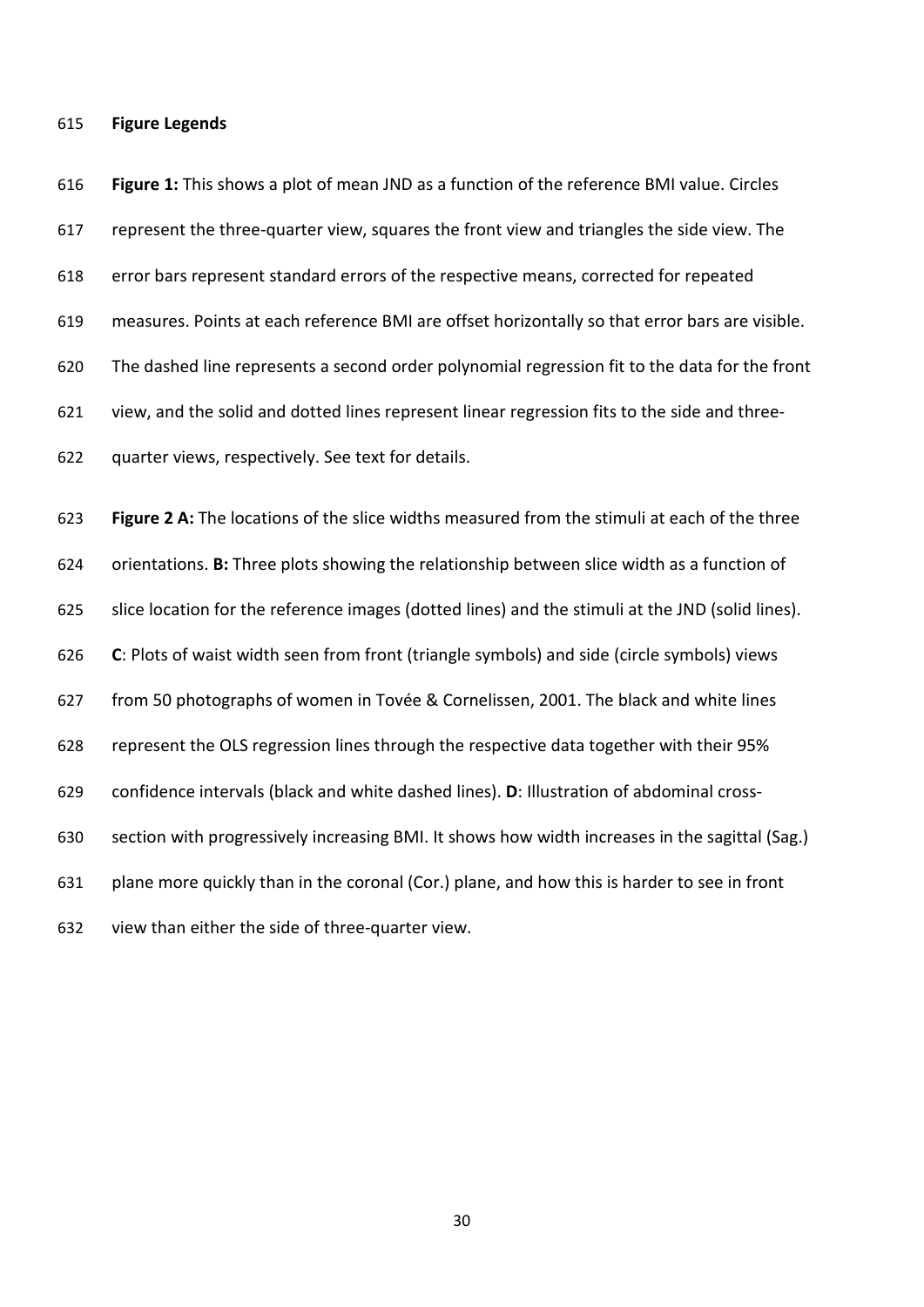**Figure Legends**

**Figure 1:** This shows a plot of mean JND as a function of the reference BMI value. Circles represent the three-quarter view, squares the front view and triangles the side view. The error bars represent standard errors of the respective means, corrected for repeated measures. Points at each reference BMI are offset horizontally so that error bars are visible. The dashed line represents a second order polynomial regression fit to the data for the front view, and the solid and dotted lines represent linear regression fits to the side and three-quarter views, respectively. See text for details.

**Figure 2 A:** The locations of the slice widths measured from the stimuli at each of the three orientations. **B:** Three plots showing the relationship between slice width as a function of slice location for the reference images (dotted lines) and the stimuli at the JND (solid lines). **C**: Plots of waist width seen from front (triangle symbols) and side (circle symbols) views from 50 photographs of women in Tovée & Cornelissen, 2001. The black and white lines represent the OLS regression lines through the respective data together with their 95% confidence intervals (black and white dashed lines). **D**: Illustration of abdominal cross-section with progressively increasing BMI. It shows how width increases in the sagittal (Sag.) plane more quickly than in the coronal (Cor.) plane, and how this is harder to see in front view than either the side of three-quarter view.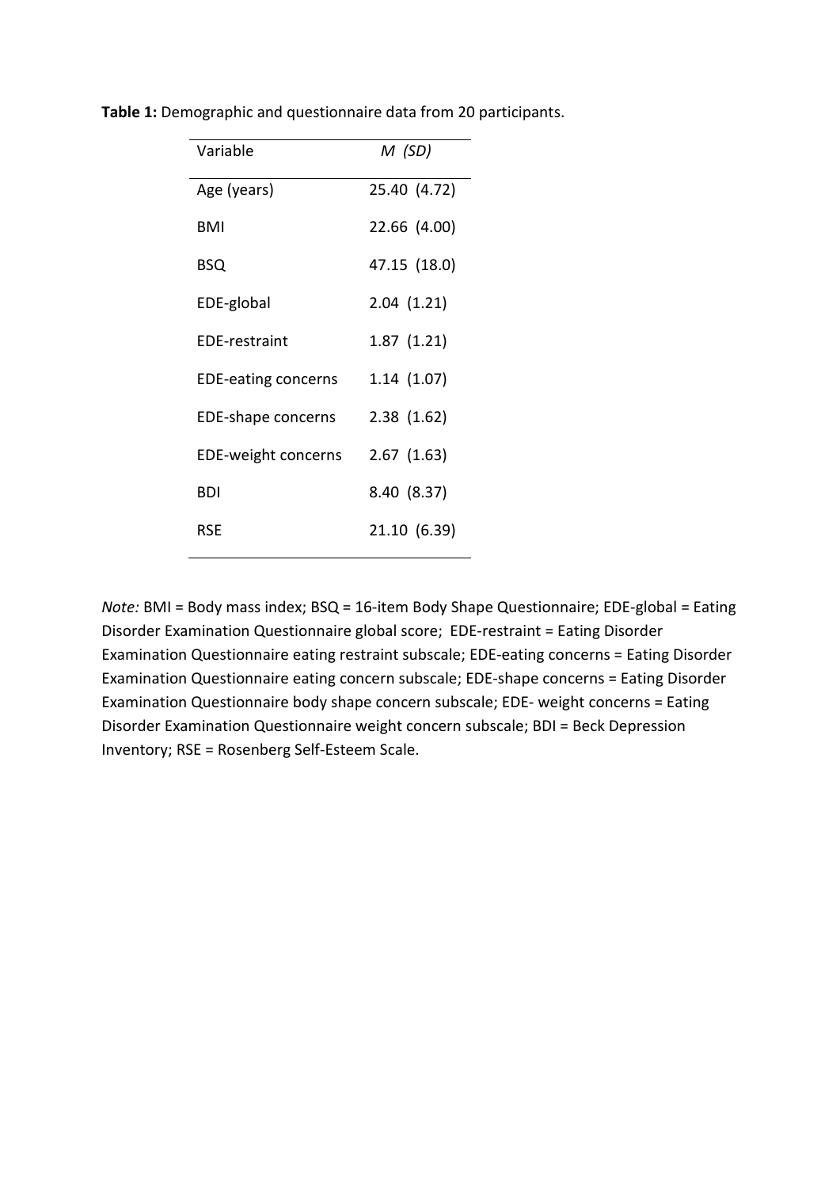**Table 1:** Demographic and questionnaire data from 20 participants.

| Variable | *M (SD)* |
|---|---|
| Age (years) | 25.40 (4.72) |
| BMI | 22.66 (4.00) |
| BSQ | 47.15 (18.0) |
| EDE-global | 2.04 (1.21) |
| EDE-restraint | 1.87 (1.21) |
| EDE-eating concerns | 1.14 (1.07) |
| EDE-shape concerns | 2.38 (1.62) |
| EDE-weight concerns | 2.67 (1.63) |
| BDI | 8.40 (8.37) |
| RSE | 21.10 (6.39) |

*Note:* BMI = Body mass index; BSQ = 16-item Body Shape Questionnaire; EDE-global = Eating Disorder Examination Questionnaire global score; EDE-restraint = Eating Disorder Examination Questionnaire eating restraint subscale; EDE-eating concerns = Eating Disorder Examination Questionnaire eating concern subscale; EDE-shape concerns = Eating Disorder Examination Questionnaire body shape concern subscale; EDE- weight concerns = Eating Disorder Examination Questionnaire weight concern subscale; BDI = Beck Depression Inventory; RSE = Rosenberg Self-Esteem Scale.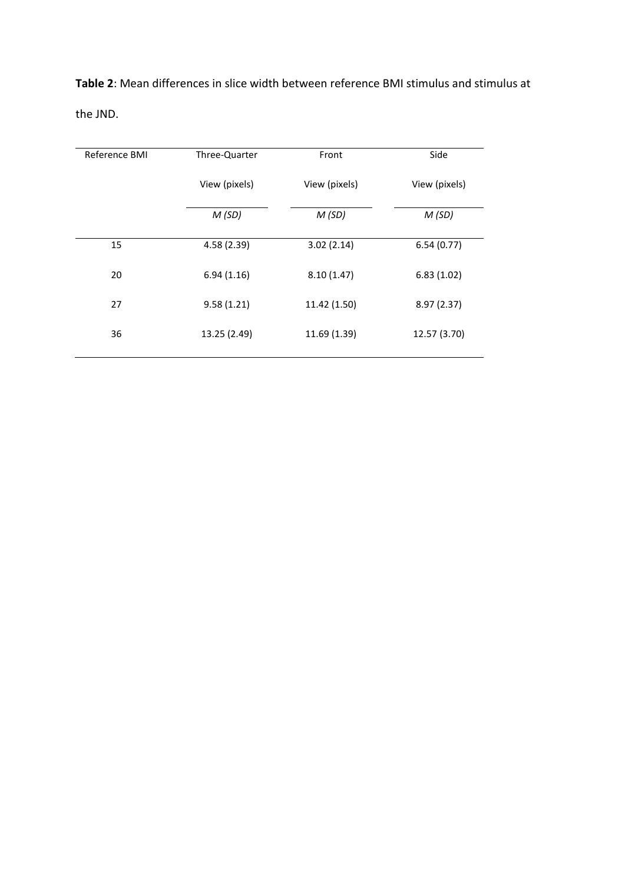**Table 2**: Mean differences in slice width between reference BMI stimulus and stimulus at the JND.

| Reference BMI | Three-Quarter View (pixels) | Front View (pixels) | Side View (pixels) |
|---|---|---|---|
| | *M (SD)* | *M (SD)* | *M (SD)* |
| 15 | 4.58 (2.39) | 3.02 (2.14) | 6.54 (0.77) |
| 20 | 6.94 (1.16) | 8.10 (1.47) | 6.83 (1.02) |
| 27 | 9.58 (1.21) | 11.42 (1.50) | 8.97 (2.37) |
| 36 | 13.25 (2.49) | 11.69 (1.39) | 12.57 (3.70) |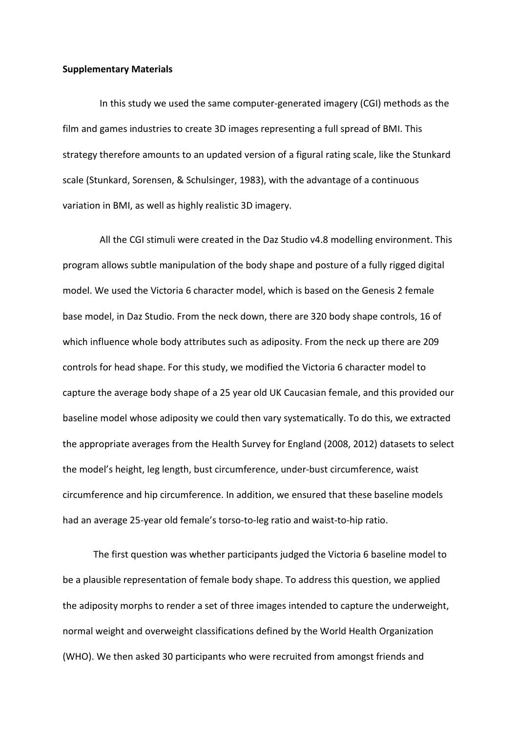**Supplementary Materials**

In this study we used the same computer-generated imagery (CGI) methods as the film and games industries to create 3D images representing a full spread of BMI. This strategy therefore amounts to an updated version of a figural rating scale, like the Stunkard scale (Stunkard, Sorensen, & Schulsinger, 1983), with the advantage of a continuous variation in BMI, as well as highly realistic 3D imagery.

All the CGI stimuli were created in the Daz Studio v4.8 modelling environment. This program allows subtle manipulation of the body shape and posture of a fully rigged digital model. We used the Victoria 6 character model, which is based on the Genesis 2 female base model, in Daz Studio. From the neck down, there are 320 body shape controls, 16 of which influence whole body attributes such as adiposity. From the neck up there are 209 controls for head shape. For this study, we modified the Victoria 6 character model to capture the average body shape of a 25 year old UK Caucasian female, and this provided our baseline model whose adiposity we could then vary systematically. To do this, we extracted the appropriate averages from the Health Survey for England (2008, 2012) datasets to select the model's height, leg length, bust circumference, under-bust circumference, waist circumference and hip circumference. In addition, we ensured that these baseline models had an average 25-year old female's torso-to-leg ratio and waist-to-hip ratio.

The first question was whether participants judged the Victoria 6 baseline model to be a plausible representation of female body shape. To address this question, we applied the adiposity morphs to render a set of three images intended to capture the underweight, normal weight and overweight classifications defined by the World Health Organization (WHO). We then asked 30 participants who were recruited from amongst friends and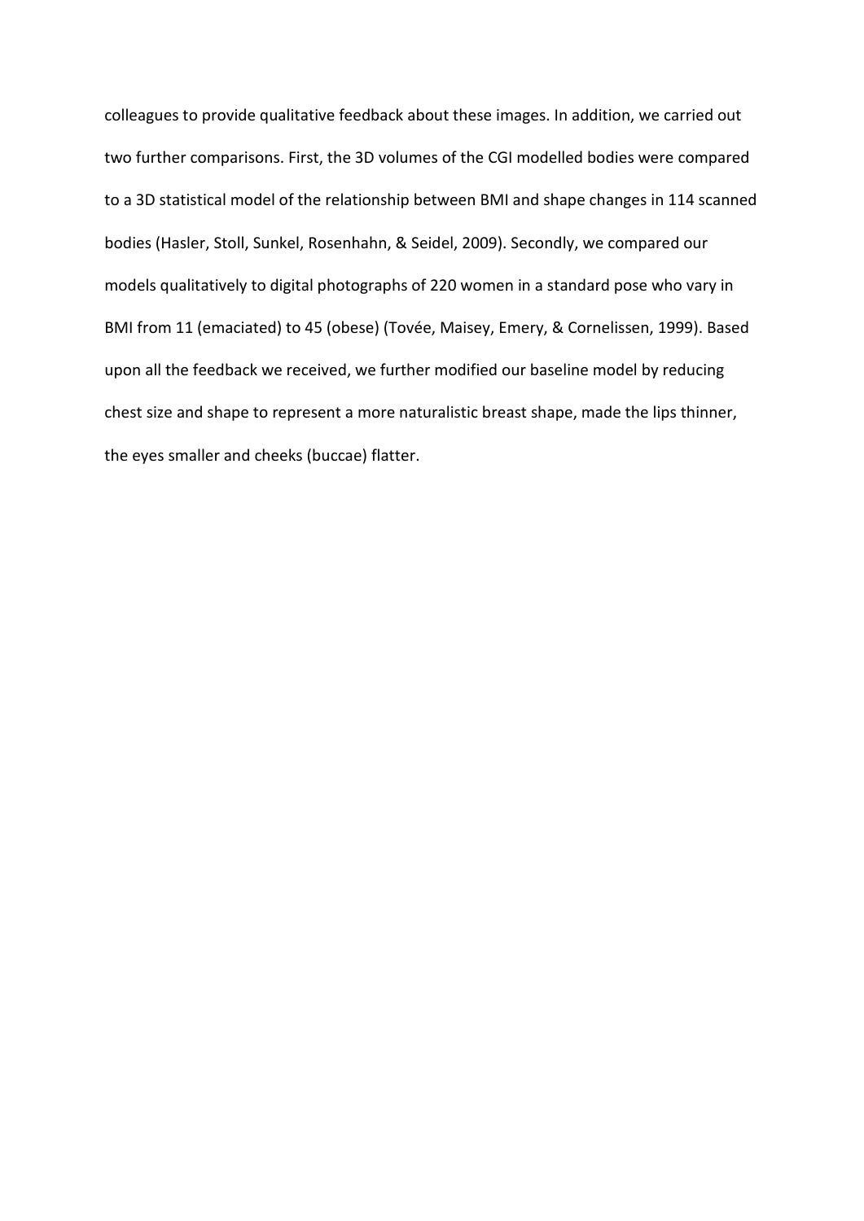colleagues to provide qualitative feedback about these images. In addition, we carried out two further comparisons. First, the 3D volumes of the CGI modelled bodies were compared to a 3D statistical model of the relationship between BMI and shape changes in 114 scanned bodies (Hasler, Stoll, Sunkel, Rosenhahn, & Seidel, 2009). Secondly, we compared our models qualitatively to digital photographs of 220 women in a standard pose who vary in BMI from 11 (emaciated) to 45 (obese) (Tovée, Maisey, Emery, & Cornelissen, 1999). Based upon all the feedback we received, we further modified our baseline model by reducing chest size and shape to represent a more naturalistic breast shape, made the lips thinner, the eyes smaller and cheeks (buccae) flatter.